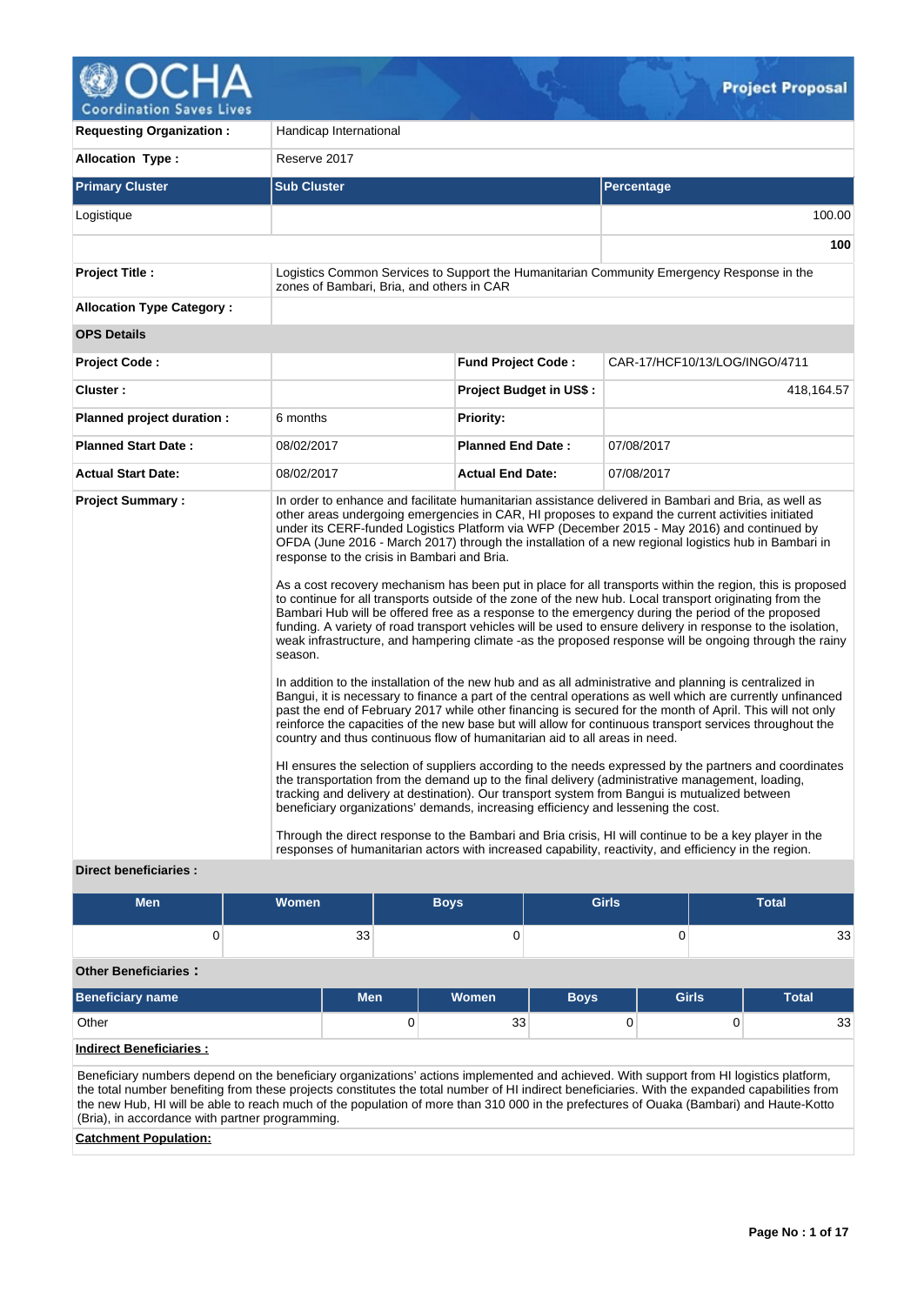# Project Proposal

| | | | |
|---|---|---|---|
| **Requesting Organization :** | Handicap International | | |
| **Allocation Type :** | Reserve 2017 | | |

| Primary Cluster | Sub Cluster | Percentage |
|---|---|---|
| Logistique | | 100.00 |
| | | **100** |

| | | | |
|---|---|---|---|
| **Project Title :** | Logistics Common Services to Support the Humanitarian Community Emergency Response in the zones of Bambari, Bria, and others in CAR | | |
| **Allocation Type Category :** | | | |
| **OPS Details** | | | |
| **Project Code :** | | **Fund Project Code :** | CAR-17/HCF10/13/LOG/INGO/4711 |
| **Cluster :** | | **Project Budget in US$ :** | 418,164.57 |
| **Planned project duration :** | 6 months | **Priority:** | |
| **Planned Start Date :** | 08/02/2017 | **Planned End Date :** | 07/08/2017 |
| **Actual Start Date:** | 08/02/2017 | **Actual End Date:** | 07/08/2017 |

**Project Summary :**

In order to enhance and facilitate humanitarian assistance delivered in Bambari and Bria, as well as other areas undergoing emergencies in CAR, HI proposes to expand the current activities initiated under its CERF-funded Logistics Platform via WFP (December 2015 - May 2016) and continued by OFDA (June 2016 - March 2017) through the installation of a new regional logistics hub in Bambari in response to the crisis in Bambari and Bria.

As a cost recovery mechanism has been put in place for all transports within the region, this is proposed to continue for all transports outside of the zone of the new hub. Local transport originating from the Bambari Hub will be offered free as a response to the emergency during the period of the proposed funding. A variety of road transport vehicles will be used to ensure delivery in response to the isolation, weak infrastructure, and hampering climate -as the proposed response will be ongoing through the rainy season.

In addition to the installation of the new hub and as all administrative and planning is centralized in Bangui, it is necessary to finance a part of the central operations as well which are currently unfinanced past the end of February 2017 while other financing is secured for the month of April. This will not only reinforce the capacities of the new base but will allow for continuous transport services throughout the country and thus continuous flow of humanitarian aid to all areas in need.

HI ensures the selection of suppliers according to the needs expressed by the partners and coordinates the transportation from the demand up to the final delivery (administrative management, loading, tracking and delivery at destination). Our transport system from Bangui is mutualized between beneficiary organizations' demands, increasing efficiency and lessening the cost.

Through the direct response to the Bambari and Bria crisis, HI will continue to be a key player in the responses of humanitarian actors with increased capability, reactivity, and efficiency in the region.

**Direct beneficiaries :**

| Men | Women | Boys | Girls | Total |
|---|---|---|---|---|
| 0 | 33 | 0 | 0 | 33 |

**Other Beneficiaries :**

| Beneficiary name | Men | Women | Boys | Girls | Total |
|---|---|---|---|---|---|
| Other | 0 | 33 | 0 | 0 | 33 |

**Indirect Beneficiaries :**

Beneficiary numbers depend on the beneficiary organizations' actions implemented and achieved. With support from HI logistics platform, the total number benefiting from these projects constitutes the total number of HI indirect beneficiaries. With the expanded capabilities from the new Hub, HI will be able to reach much of the population of more than 310 000 in the prefectures of Ouaka (Bambari) and Haute-Kotto (Bria), in accordance with partner programming.

**Catchment Population:**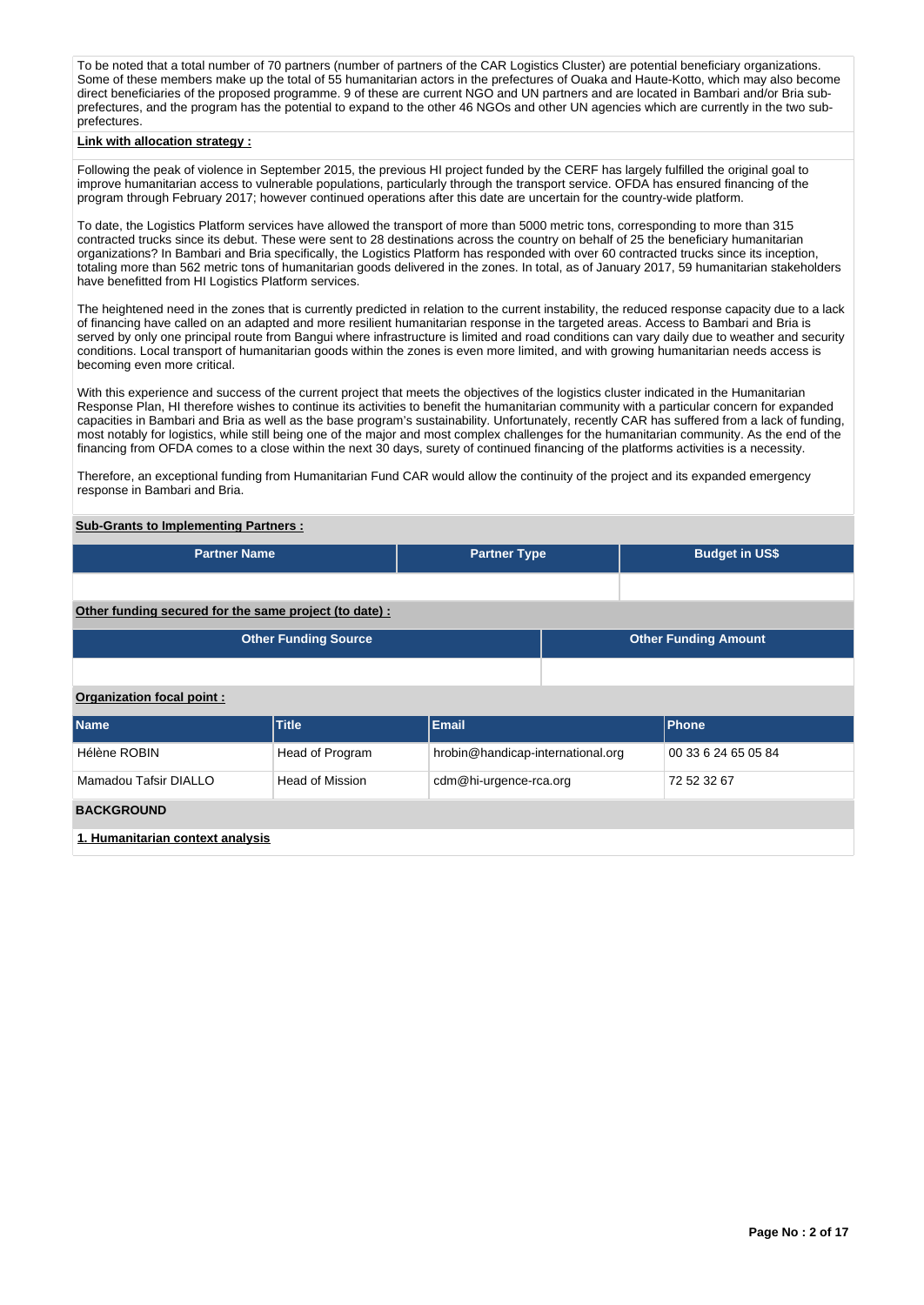To be noted that a total number of 70 partners (number of partners of the CAR Logistics Cluster) are potential beneficiary organizations. Some of these members make up the total of 55 humanitarian actors in the prefectures of Ouaka and Haute-Kotto, which may also become direct beneficiaries of the proposed programme. 9 of these are current NGO and UN partners and are located in Bambari and/or Bria sub-prefectures, and the program has the potential to expand to the other 46 NGOs and other UN agencies which are currently in the two sub-prefectures.

**Link with allocation strategy :**

Following the peak of violence in September 2015, the previous HI project funded by the CERF has largely fulfilled the original goal to improve humanitarian access to vulnerable populations, particularly through the transport service. OFDA has ensured financing of the program through February 2017; however continued operations after this date are uncertain for the country-wide platform.

To date, the Logistics Platform services have allowed the transport of more than 5000 metric tons, corresponding to more than 315 contracted trucks since its debut. These were sent to 28 destinations across the country on behalf of 25 the beneficiary humanitarian organizations? In Bambari and Bria specifically, the Logistics Platform has responded with over 60 contracted trucks since its inception, totaling more than 562 metric tons of humanitarian goods delivered in the zones. In total, as of January 2017, 59 humanitarian stakeholders have benefitted from HI Logistics Platform services.

The heightened need in the zones that is currently predicted in relation to the current instability, the reduced response capacity due to a lack of financing have called on an adapted and more resilient humanitarian response in the targeted areas. Access to Bambari and Bria is served by only one principal route from Bangui where infrastructure is limited and road conditions can vary daily due to weather and security conditions. Local transport of humanitarian goods within the zones is even more limited, and with growing humanitarian needs access is becoming even more critical.

With this experience and success of the current project that meets the objectives of the logistics cluster indicated in the Humanitarian Response Plan, HI therefore wishes to continue its activities to benefit the humanitarian community with a particular concern for expanded capacities in Bambari and Bria as well as the base program's sustainability. Unfortunately, recently CAR has suffered from a lack of funding, most notably for logistics, while still being one of the major and most complex challenges for the humanitarian community. As the end of the financing from OFDA comes to a close within the next 30 days, surety of continued financing of the platforms activities is a necessity.

Therefore, an exceptional funding from Humanitarian Fund CAR would allow the continuity of the project and its expanded emergency response in Bambari and Bria.

**Sub-Grants to Implementing Partners :**

| Partner Name | Partner Type | Budget in US$ |
|---|---|---|
| | | |

**Other funding secured for the same project (to date) :**

| Other Funding Source | Other Funding Amount |
|---|---|
| | |

**Organization focal point :**

| Name | Title | Email | Phone |
|---|---|---|---|
| Hélène ROBIN | Head of Program | hrobin@handicap-international.org | 00 33 6 24 65 05 84 |
| Mamadou Tafsir DIALLO | Head of Mission | cdm@hi-urgence-rca.org | 72 52 32 67 |

## BACKGROUND

**1. Humanitarian context analysis**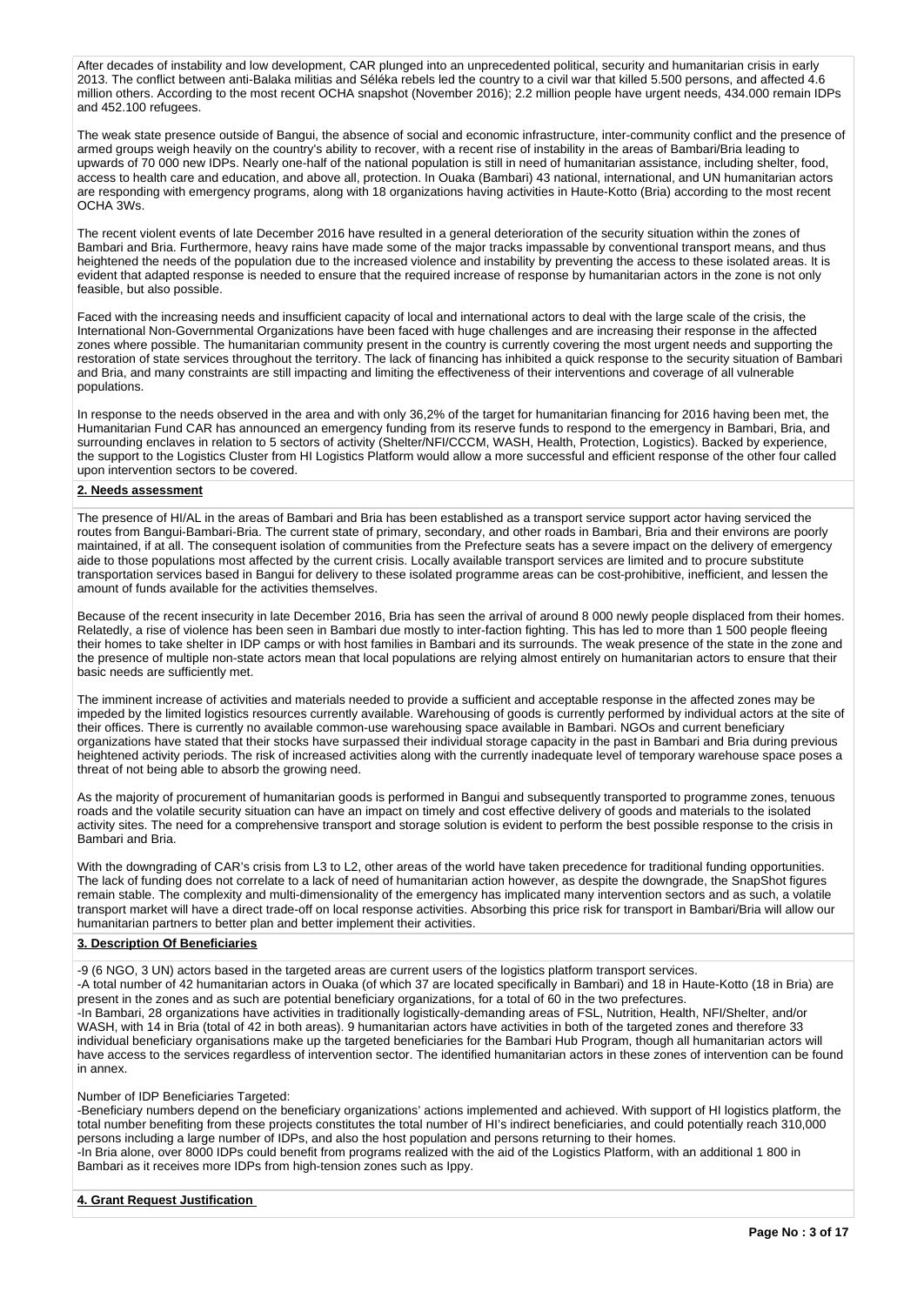After decades of instability and low development, CAR plunged into an unprecedented political, security and humanitarian crisis in early 2013. The conflict between anti-Balaka militias and Séléka rebels led the country to a civil war that killed 5.500 persons, and affected 4.6 million others. According to the most recent OCHA snapshot (November 2016); 2.2 million people have urgent needs, 434.000 remain IDPs and 452.100 refugees.

The weak state presence outside of Bangui, the absence of social and economic infrastructure, inter-community conflict and the presence of armed groups weigh heavily on the country's ability to recover, with a recent rise of instability in the areas of Bambari/Bria leading to upwards of 70 000 new IDPs. Nearly one-half of the national population is still in need of humanitarian assistance, including shelter, food, access to health care and education, and above all, protection. In Ouaka (Bambari) 43 national, international, and UN humanitarian actors are responding with emergency programs, along with 18 organizations having activities in Haute-Kotto (Bria) according to the most recent OCHA 3Ws.

The recent violent events of late December 2016 have resulted in a general deterioration of the security situation within the zones of Bambari and Bria. Furthermore, heavy rains have made some of the major tracks impassable by conventional transport means, and thus heightened the needs of the population due to the increased violence and instability by preventing the access to these isolated areas. It is evident that adapted response is needed to ensure that the required increase of response by humanitarian actors in the zone is not only feasible, but also possible.

Faced with the increasing needs and insufficient capacity of local and international actors to deal with the large scale of the crisis, the International Non-Governmental Organizations have been faced with huge challenges and are increasing their response in the affected zones where possible. The humanitarian community present in the country is currently covering the most urgent needs and supporting the restoration of state services throughout the territory. The lack of financing has inhibited a quick response to the security situation of Bambari and Bria, and many constraints are still impacting and limiting the effectiveness of their interventions and coverage of all vulnerable populations.

In response to the needs observed in the area and with only 36,2% of the target for humanitarian financing for 2016 having been met, the Humanitarian Fund CAR has announced an emergency funding from its reserve funds to respond to the emergency in Bambari, Bria, and surrounding enclaves in relation to 5 sectors of activity (Shelter/NFI/CCCM, WASH, Health, Protection, Logistics). Backed by experience, the support to the Logistics Cluster from HI Logistics Platform would allow a more successful and efficient response of the other four called upon intervention sectors to be covered.

## 2. Needs assessment

The presence of HI/AL in the areas of Bambari and Bria has been established as a transport service support actor having serviced the routes from Bangui-Bambari-Bria. The current state of primary, secondary, and other roads in Bambari, Bria and their environs are poorly maintained, if at all. The consequent isolation of communities from the Prefecture seats has a severe impact on the delivery of emergency aide to those populations most affected by the current crisis. Locally available transport services are limited and to procure substitute transportation services based in Bangui for delivery to these isolated programme areas can be cost-prohibitive, inefficient, and lessen the amount of funds available for the activities themselves.

Because of the recent insecurity in late December 2016, Bria has seen the arrival of around 8 000 newly people displaced from their homes. Relatedly, a rise of violence has been seen in Bambari due mostly to inter-faction fighting. This has led to more than 1 500 people fleeing their homes to take shelter in IDP camps or with host families in Bambari and its surrounds. The weak presence of the state in the zone and the presence of multiple non-state actors mean that local populations are relying almost entirely on humanitarian actors to ensure that their basic needs are sufficiently met.

The imminent increase of activities and materials needed to provide a sufficient and acceptable response in the affected zones may be impeded by the limited logistics resources currently available. Warehousing of goods is currently performed by individual actors at the site of their offices. There is currently no available common-use warehousing space available in Bambari. NGOs and current beneficiary organizations have stated that their stocks have surpassed their individual storage capacity in the past in Bambari and Bria during previous heightened activity periods. The risk of increased activities along with the currently inadequate level of temporary warehouse space poses a threat of not being able to absorb the growing need.

As the majority of procurement of humanitarian goods is performed in Bangui and subsequently transported to programme zones, tenuous roads and the volatile security situation can have an impact on timely and cost effective delivery of goods and materials to the isolated activity sites. The need for a comprehensive transport and storage solution is evident to perform the best possible response to the crisis in Bambari and Bria.

With the downgrading of CAR's crisis from L3 to L2, other areas of the world have taken precedence for traditional funding opportunities. The lack of funding does not correlate to a lack of need of humanitarian action however, as despite the downgrade, the SnapShot figures remain stable. The complexity and multi-dimensionality of the emergency has implicated many intervention sectors and as such, a volatile transport market will have a direct trade-off on local response activities. Absorbing this price risk for transport in Bambari/Bria will allow our humanitarian partners to better plan and better implement their activities.

## 3. Description Of Beneficiaries

-9 (6 NGO, 3 UN) actors based in the targeted areas are current users of the logistics platform transport services.
-A total number of 42 humanitarian actors in Ouaka (of which 37 are located specifically in Bambari) and 18 in Haute-Kotto (18 in Bria) are present in the zones and as such are potential beneficiary organizations, for a total of 60 in the two prefectures.
-In Bambari, 28 organizations have activities in traditionally logistically-demanding areas of FSL, Nutrition, Health, NFI/Shelter, and/or WASH, with 14 in Bria (total of 42 in both areas). 9 humanitarian actors have activities in both of the targeted zones and therefore 33 individual beneficiary organisations make up the targeted beneficiaries for the Bambari Hub Program, though all humanitarian actors will have access to the services regardless of intervention sector. The identified humanitarian actors in these zones of intervention can be found in annex.

Number of IDP Beneficiaries Targeted:
-Beneficiary numbers depend on the beneficiary organizations' actions implemented and achieved. With support of HI logistics platform, the total number benefiting from these projects constitutes the total number of HI's indirect beneficiaries, and could potentially reach 310,000 persons including a large number of IDPs, and also the host population and persons returning to their homes.
-In Bria alone, over 8000 IDPs could benefit from programs realized with the aid of the Logistics Platform, with an additional 1 800 in Bambari as it receives more IDPs from high-tension zones such as Ippy.

## 4. Grant Request Justification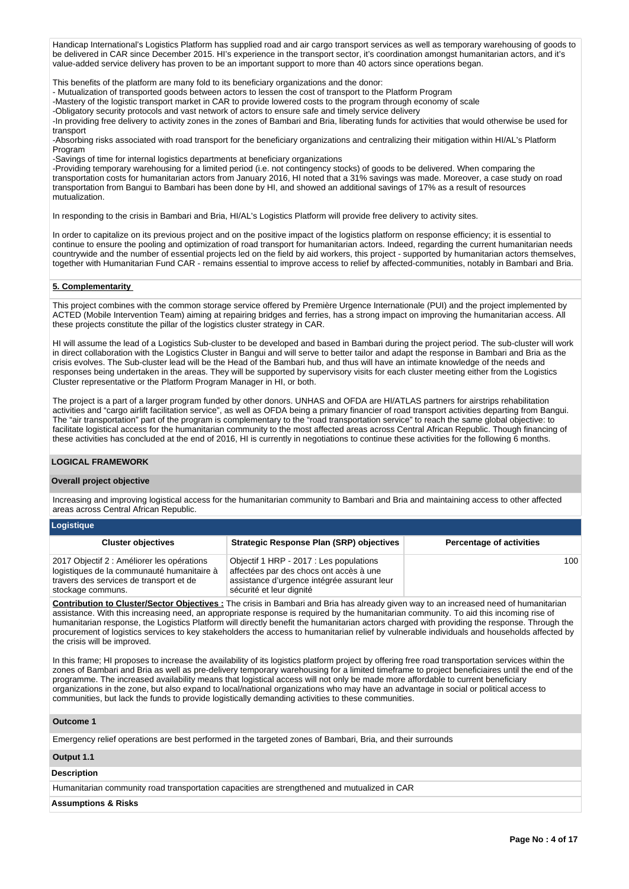Handicap International's Logistics Platform has supplied road and air cargo transport services as well as temporary warehousing of goods to be delivered in CAR since December 2015. HI's experience in the transport sector, it's coordination amongst humanitarian actors, and it's value-added service delivery has proven to be an important support to more than 40 actors since operations began.

This benefits of the platform are many fold to its beneficiary organizations and the donor:
- Mutualization of transported goods between actors to lessen the cost of transport to the Platform Program
-Mastery of the logistic transport market in CAR to provide lowered costs to the program through economy of scale
-Obligatory security protocols and vast network of actors to ensure safe and timely service delivery
-In providing free delivery to activity zones in the zones of Bambari and Bria, liberating funds for activities that would otherwise be used for transport
-Absorbing risks associated with road transport for the beneficiary organizations and centralizing their mitigation within HI/AL's Platform Program
-Savings of time for internal logistics departments at beneficiary organizations
-Providing temporary warehousing for a limited period (i.e. not contingency stocks) of goods to be delivered. When comparing the transportation costs for humanitarian actors from January 2016, HI noted that a 31% savings was made. Moreover, a case study on road transportation from Bangui to Bambari has been done by HI, and showed an additional savings of 17% as a result of resources mutualization.

In responding to the crisis in Bambari and Bria, HI/AL's Logistics Platform will provide free delivery to activity sites.

In order to capitalize on its previous project and on the positive impact of the logistics platform on response efficiency; it is essential to continue to ensure the pooling and optimization of road transport for humanitarian actors. Indeed, regarding the current humanitarian needs countrywide and the number of essential projects led on the field by aid workers, this project - supported by humanitarian actors themselves, together with Humanitarian Fund CAR - remains essential to improve access to relief by affected-communities, notably in Bambari and Bria.

**5. Complementarity**

This project combines with the common storage service offered by Première Urgence Internationale (PUI) and the project implemented by ACTED (Mobile Intervention Team) aiming at repairing bridges and ferries, has a strong impact on improving the humanitarian access. All these projects constitute the pillar of the logistics cluster strategy in CAR.

HI will assume the lead of a Logistics Sub-cluster to be developed and based in Bambari during the project period. The sub-cluster will work in direct collaboration with the Logistics Cluster in Bangui and will serve to better tailor and adapt the response in Bambari and Bria as the crisis evolves. The Sub-cluster lead will be the Head of the Bambari hub, and thus will have an intimate knowledge of the needs and responses being undertaken in the areas. They will be supported by supervisory visits for each cluster meeting either from the Logistics Cluster representative or the Platform Program Manager in HI, or both.

The project is a part of a larger program funded by other donors. UNHAS and OFDA are HI/ATLAS partners for airstrips rehabilitation activities and "cargo airlift facilitation service", as well as OFDA being a primary financier of road transport activities departing from Bangui. The "air transportation" part of the program is complementary to the "road transportation service" to reach the same global objective: to facilitate logistical access for the humanitarian community to the most affected areas across Central African Republic. Though financing of these activities has concluded at the end of 2016, HI is currently in negotiations to continue these activities for the following 6 months.

**LOGICAL FRAMEWORK**

**Overall project objective**

Increasing and improving logistical access for the humanitarian community to Bambari and Bria and maintaining access to other affected areas across Central African Republic.

**Logistique**

| Cluster objectives | Strategic Response Plan (SRP) objectives | Percentage of activities |
|---|---|---|
| 2017 Objectif 2 : Améliorer les opérations logistiques de la communauté humanitaire à travers des services de transport et de stockage communs. | Objectif 1 HRP - 2017 : Les populations affectées par des chocs ont accès à une assistance d'urgence intégrée assurant leur sécurité et leur dignité | 100 |

**Contribution to Cluster/Sector Objectives :** The crisis in Bambari and Bria has already given way to an increased need of humanitarian assistance. With this increasing need, an appropriate response is required by the humanitarian community. To aid this incoming rise of humanitarian response, the Logistics Platform will directly benefit the humanitarian actors charged with providing the response. Through the procurement of logistics services to key stakeholders the access to humanitarian relief by vulnerable individuals and households affected by the crisis will be improved.

In this frame; HI proposes to increase the availability of its logistics platform project by offering free road transportation services within the zones of Bambari and Bria as well as pre-delivery temporary warehousing for a limited timeframe to project beneficiaires until the end of the programme. The increased availability means that logistical access will not only be made more affordable to current beneficiary organizations in the zone, but also expand to local/national organizations who may have an advantage in social or political access to communities, but lack the funds to provide logistically demanding activities to these communities.

**Outcome 1**

Emergency relief operations are best performed in the targeted zones of Bambari, Bria, and their surrounds

**Output 1.1**

**Description**

Humanitarian community road transportation capacities are strengthened and mutualized in CAR

**Assumptions & Risks**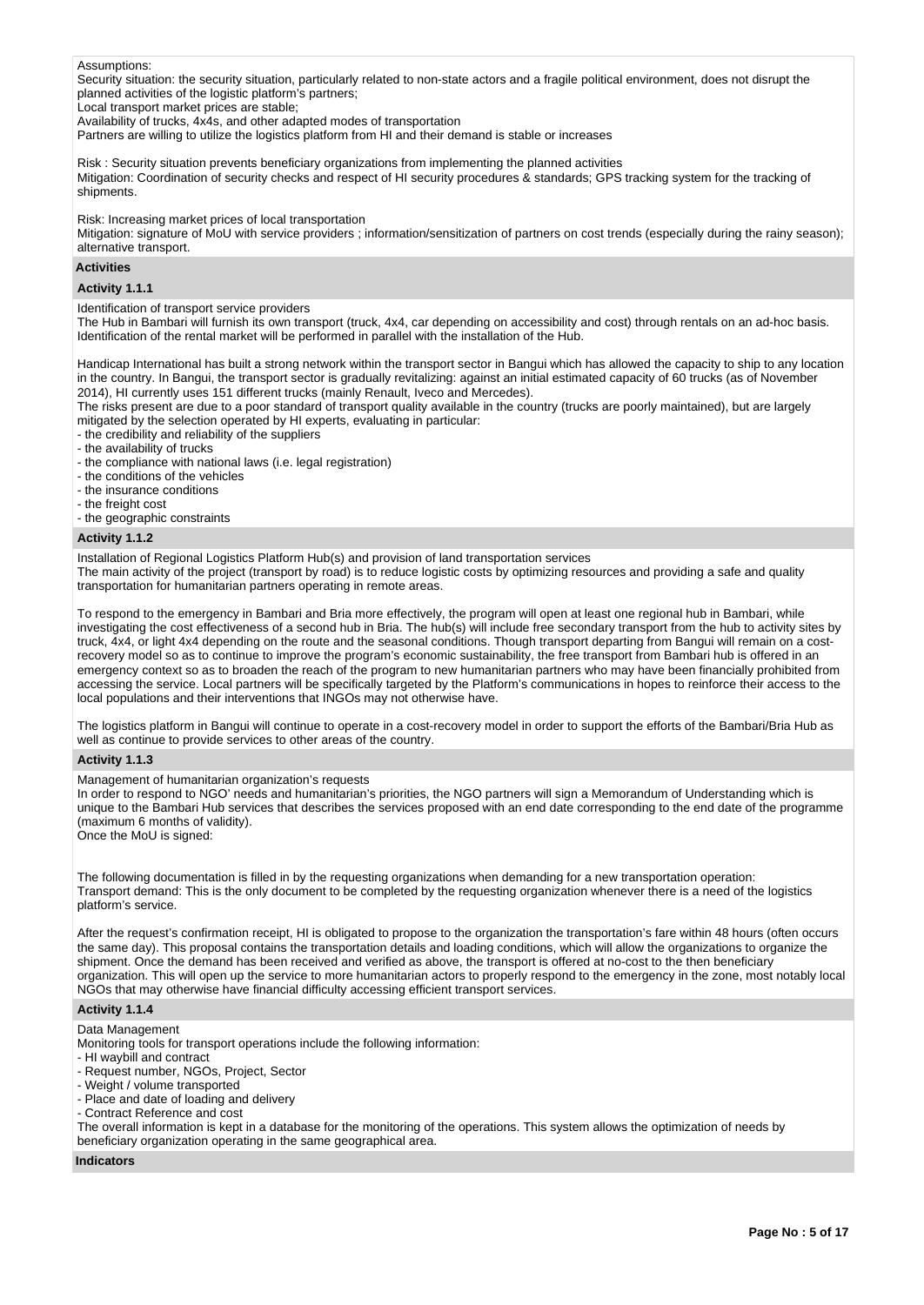Assumptions:
Security situation: the security situation, particularly related to non-state actors and a fragile political environment, does not disrupt the planned activities of the logistic platform's partners;
Local transport market prices are stable;
Availability of trucks, 4x4s, and other adapted modes of transportation
Partners are willing to utilize the logistics platform from HI and their demand is stable or increases

Risk : Security situation prevents beneficiary organizations from implementing the planned activities
Mitigation: Coordination of security checks and respect of HI security procedures & standards; GPS tracking system for the tracking of shipments.

Risk: Increasing market prices of local transportation
Mitigation: signature of MoU with service providers ; information/sensitization of partners on cost trends (especially during the rainy season); alternative transport.

## Activities

### Activity 1.1.1

Identification of transport service providers
The Hub in Bambari will furnish its own transport (truck, 4x4, car depending on accessibility and cost) through rentals on an ad-hoc basis. Identification of the rental market will be performed in parallel with the installation of the Hub.

Handicap International has built a strong network within the transport sector in Bangui which has allowed the capacity to ship to any location in the country. In Bangui, the transport sector is gradually revitalizing: against an initial estimated capacity of 60 trucks (as of November 2014), HI currently uses 151 different trucks (mainly Renault, Iveco and Mercedes).
The risks present are due to a poor standard of transport quality available in the country (trucks are poorly maintained), but are largely mitigated by the selection operated by HI experts, evaluating in particular:
- the credibility and reliability of the suppliers
- the availability of trucks
- the compliance with national laws (i.e. legal registration)
- the conditions of the vehicles
- the insurance conditions
- the freight cost
- the geographic constraints

### Activity 1.1.2

Installation of Regional Logistics Platform Hub(s) and provision of land transportation services
The main activity of the project (transport by road) is to reduce logistic costs by optimizing resources and providing a safe and quality transportation for humanitarian partners operating in remote areas.

To respond to the emergency in Bambari and Bria more effectively, the program will open at least one regional hub in Bambari, while investigating the cost effectiveness of a second hub in Bria. The hub(s) will include free secondary transport from the hub to activity sites by truck, 4x4, or light 4x4 depending on the route and the seasonal conditions. Though transport departing from Bangui will remain on a cost-recovery model so as to continue to improve the program's economic sustainability, the free transport from Bambari hub is offered in an emergency context so as to broaden the reach of the program to new humanitarian partners who may have been financially prohibited from accessing the service. Local partners will be specifically targeted by the Platform's communications in hopes to reinforce their access to the local populations and their interventions that INGOs may not otherwise have.

The logistics platform in Bangui will continue to operate in a cost-recovery model in order to support the efforts of the Bambari/Bria Hub as well as continue to provide services to other areas of the country.

### Activity 1.1.3

Management of humanitarian organization's requests
In order to respond to NGO' needs and humanitarian's priorities, the NGO partners will sign a Memorandum of Understanding which is unique to the Bambari Hub services that describes the services proposed with an end date corresponding to the end date of the programme (maximum 6 months of validity).
Once the MoU is signed:

The following documentation is filled in by the requesting organizations when demanding for a new transportation operation:
Transport demand: This is the only document to be completed by the requesting organization whenever there is a need of the logistics platform's service.

After the request's confirmation receipt, HI is obligated to propose to the organization the transportation's fare within 48 hours (often occurs the same day). This proposal contains the transportation details and loading conditions, which will allow the organizations to organize the shipment. Once the demand has been received and verified as above, the transport is offered at no-cost to the then beneficiary organization. This will open up the service to more humanitarian actors to properly respond to the emergency in the zone, most notably local NGOs that may otherwise have financial difficulty accessing efficient transport services.

### Activity 1.1.4

Data Management
Monitoring tools for transport operations include the following information:
- HI waybill and contract
- Request number, NGOs, Project, Sector
- Weight / volume transported
- Place and date of loading and delivery
- Contract Reference and cost

The overall information is kept in a database for the monitoring of the operations. This system allows the optimization of needs by beneficiary organization operating in the same geographical area.

## Indicators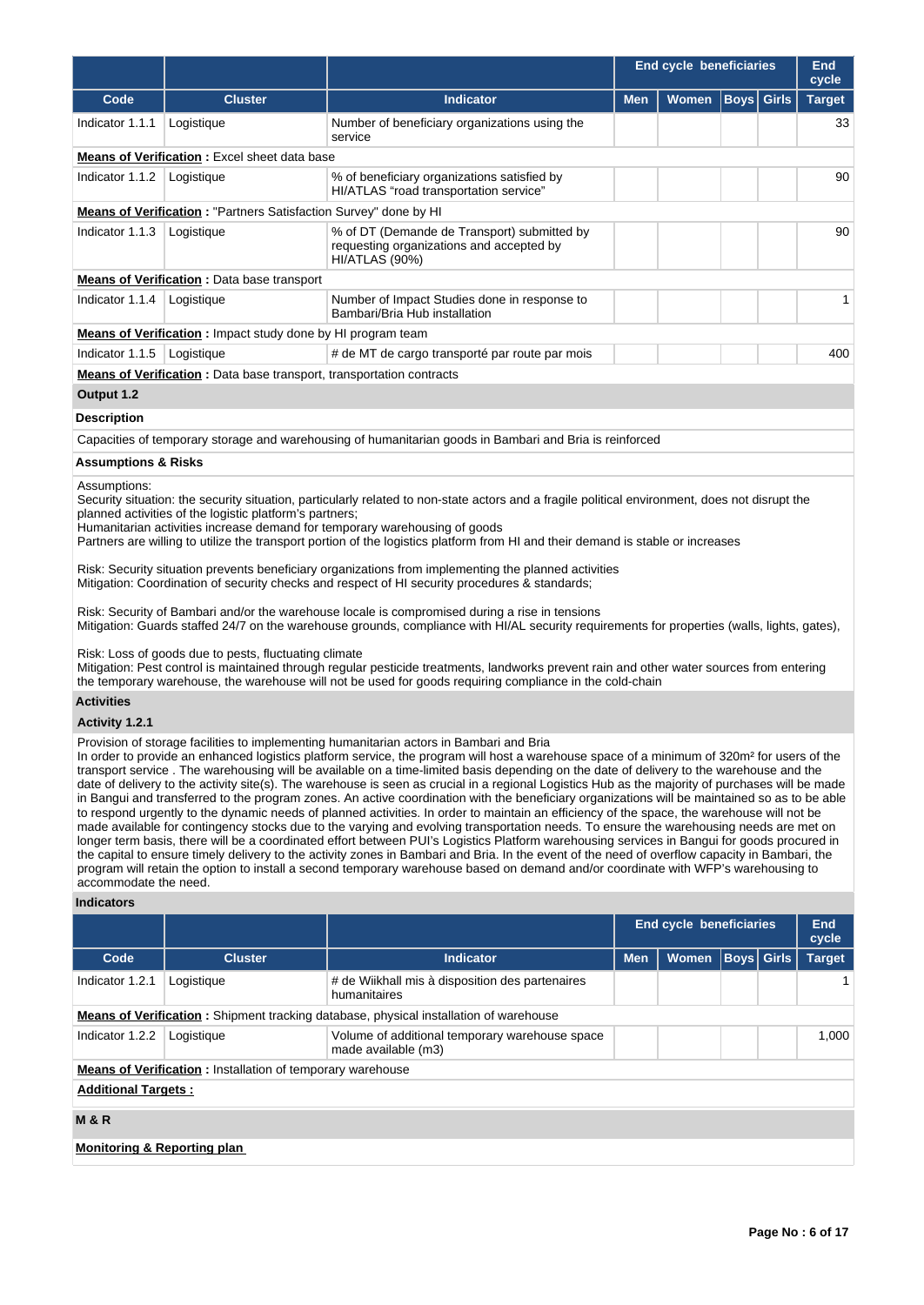| | | | End cycle beneficiaries | | | | End cycle |
|---|---|---|---|---|---|---|---|
| **Code** | **Cluster** | **Indicator** | **Men** | **Women** | **Boys** | **Girls** | **Target** |
| Indicator 1.1.1 | Logistique | Number of beneficiary organizations using the service | | | | | 33 |
| **Means of Verification** : Excel sheet data base | | | | | | | |
| Indicator 1.1.2 | Logistique | % of beneficiary organizations satisfied by HI/ATLAS "road transportation service" | | | | | 90 |
| **Means of Verification** : "Partners Satisfaction Survey" done by HI | | | | | | | |
| Indicator 1.1.3 | Logistique | % of DT (Demande de Transport) submitted by requesting organizations and accepted by HI/ATLAS (90%) | | | | | 90 |
| **Means of Verification** : Data base transport | | | | | | | |
| Indicator 1.1.4 | Logistique | Number of Impact Studies done in response to Bambari/Bria Hub installation | | | | | 1 |
| **Means of Verification** : Impact study done by HI program team | | | | | | | |
| Indicator 1.1.5 | Logistique | # de MT de cargo transporté par route par mois | | | | | 400 |
| **Means of Verification** : Data base transport, transportation contracts | | | | | | | |

**Output 1.2**

**Description**

Capacities of temporary storage and warehousing of humanitarian goods in Bambari and Bria is reinforced

**Assumptions & Risks**

Assumptions:
Security situation: the security situation, particularly related to non-state actors and a fragile political environment, does not disrupt the planned activities of the logistic platform's partners;
Humanitarian activities increase demand for temporary warehousing of goods
Partners are willing to utilize the transport portion of the logistics platform from HI and their demand is stable or increases

Risk: Security situation prevents beneficiary organizations from implementing the planned activities
Mitigation: Coordination of security checks and respect of HI security procedures & standards;

Risk: Security of Bambari and/or the warehouse locale is compromised during a rise in tensions
Mitigation: Guards staffed 24/7 on the warehouse grounds, compliance with HI/AL security requirements for properties (walls, lights, gates),

Risk: Loss of goods due to pests, fluctuating climate
Mitigation: Pest control is maintained through regular pesticide treatments, landworks prevent rain and other water sources from entering the temporary warehouse, the warehouse will not be used for goods requiring compliance in the cold-chain

**Activities**

**Activity 1.2.1**

Provision of storage facilities to implementing humanitarian actors in Bambari and Bria
In order to provide an enhanced logistics platform service, the program will host a warehouse space of a minimum of 320m² for users of the transport service . The warehousing will be available on a time-limited basis depending on the date of delivery to the warehouse and the date of delivery to the activity site(s). The warehouse is seen as crucial in a regional Logistics Hub as the majority of purchases will be made in Bangui and transferred to the program zones. An active coordination with the beneficiary organizations will be maintained so as to be able to respond urgently to the dynamic needs of planned activities. In order to maintain an efficiency of the space, the warehouse will not be made available for contingency stocks due to the varying and evolving transportation needs. To ensure the warehousing needs are met on longer term basis, there will be a coordinated effort between PUI's Logistics Platform warehousing services in Bangui for goods procured in the capital to ensure timely delivery to the activity zones in Bambari and Bria. In the event of the need of overflow capacity in Bambari, the program will retain the option to install a second temporary warehouse based on demand and/or coordinate with WFP's warehousing to accommodate the need.

**Indicators**

| | | | End cycle beneficiaries | | | | End cycle |
|---|---|---|---|---|---|---|---|
| **Code** | **Cluster** | **Indicator** | **Men** | **Women** | **Boys** | **Girls** | **Target** |
| Indicator 1.2.1 | Logistique | # de Wiikhall mis à disposition des partenaires humanitaires | | | | | 1 |
| **Means of Verification** : Shipment tracking database, physical installation of warehouse | | | | | | | |
| Indicator 1.2.2 | Logistique | Volume of additional temporary warehouse space made available (m3) | | | | | 1,000 |
| **Means of Verification** : Installation of temporary warehouse | | | | | | | |

**Additional Targets :**

**M & R**

**Monitoring & Reporting plan**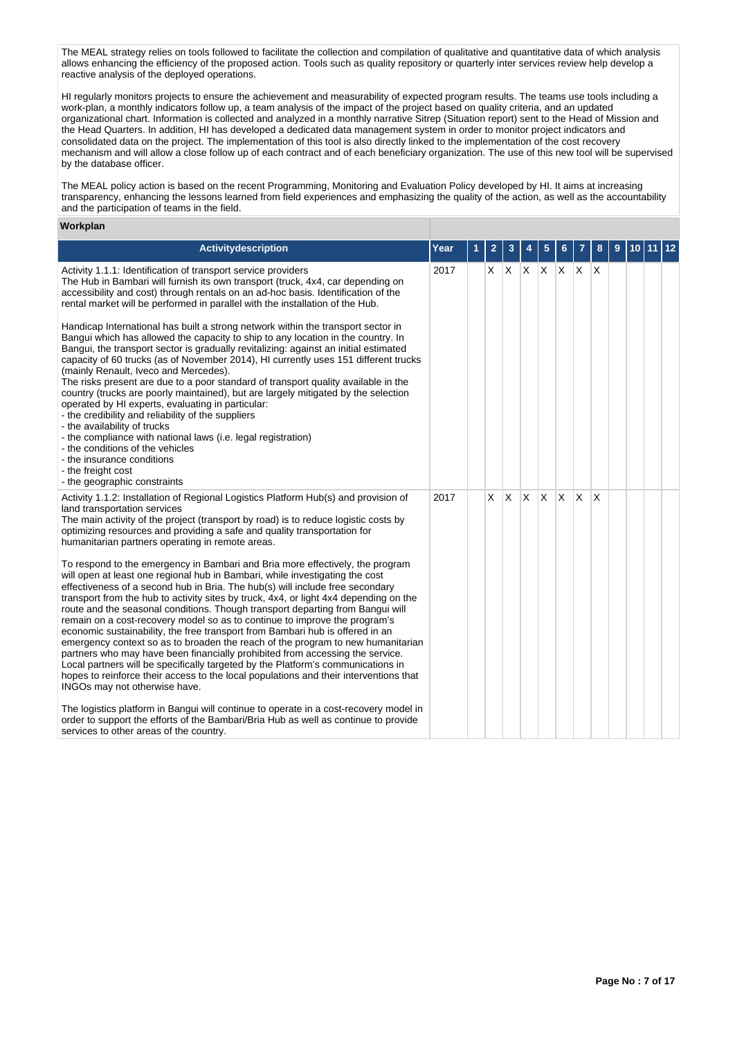The MEAL strategy relies on tools followed to facilitate the collection and compilation of qualitative and quantitative data of which analysis allows enhancing the efficiency of the proposed action. Tools such as quality repository or quarterly inter services review help develop a reactive analysis of the deployed operations.

HI regularly monitors projects to ensure the achievement and measurability of expected program results. The teams use tools including a work-plan, a monthly indicators follow up, a team analysis of the impact of the project based on quality criteria, and an updated organizational chart. Information is collected and analyzed in a monthly narrative Sitrep (Situation report) sent to the Head of Mission and the Head Quarters. In addition, HI has developed a dedicated data management system in order to monitor project indicators and consolidated data on the project. The implementation of this tool is also directly linked to the implementation of the cost recovery mechanism and will allow a close follow up of each contract and of each beneficiary organization. The use of this new tool will be supervised by the database officer.

The MEAL policy action is based on the recent Programming, Monitoring and Evaluation Policy developed by HI. It aims at increasing transparency, enhancing the lessons learned from field experiences and emphasizing the quality of the action, as well as the accountability and the participation of teams in the field.

**Workplan**

| Activitydescription | Year | 1 | 2 | 3 | 4 | 5 | 6 | 7 | 8 | 9 | 10 | 11 | 12 |
|---|---|---|---|---|---|---|---|---|---|---|---|---|---|
| Activity 1.1.1: Identification of transport service providers<br>The Hub in Bambari will furnish its own transport (truck, 4x4, car depending on accessibility and cost) through rentals on an ad-hoc basis. Identification of the rental market will be performed in parallel with the installation of the Hub.<br><br>Handicap International has built a strong network within the transport sector in Bangui which has allowed the capacity to ship to any location in the country. In Bangui, the transport sector is gradually revitalizing: against an initial estimated capacity of 60 trucks (as of November 2014), HI currently uses 151 different trucks (mainly Renault, Iveco and Mercedes).<br>The risks present are due to a poor standard of transport quality available in the country (trucks are poorly maintained), but are largely mitigated by the selection operated by HI experts, evaluating in particular:<br>- the credibility and reliability of the suppliers<br>- the availability of trucks<br>- the compliance with national laws (i.e. legal registration)<br>- the conditions of the vehicles<br>- the insurance conditions<br>- the freight cost<br>- the geographic constraints | 2017 | | X | X | X | X | X | X | X | | | | |
| Activity 1.1.2: Installation of Regional Logistics Platform Hub(s) and provision of land transportation services<br>The main activity of the project (transport by road) is to reduce logistic costs by optimizing resources and providing a safe and quality transportation for humanitarian partners operating in remote areas.<br><br>To respond to the emergency in Bambari and Bria more effectively, the program will open at least one regional hub in Bambari, while investigating the cost effectiveness of a second hub in Bria. The hub(s) will include free secondary transport from the hub to activity sites by truck, 4x4, or light 4x4 depending on the route and the seasonal conditions. Though transport departing from Bangui will remain on a cost-recovery model so as to continue to improve the program's economic sustainability, the free transport from Bambari hub is offered in an emergency context so as to broaden the reach of the program to new humanitarian partners who may have been financially prohibited from accessing the service. Local partners will be specifically targeted by the Platform's communications in hopes to reinforce their access to the local populations and their interventions that INGOs may not otherwise have.<br><br>The logistics platform in Bangui will continue to operate in a cost-recovery model in order to support the efforts of the Bambari/Bria Hub as well as continue to provide services to other areas of the country. | 2017 | | X | X | X | X | X | X | X | | | | |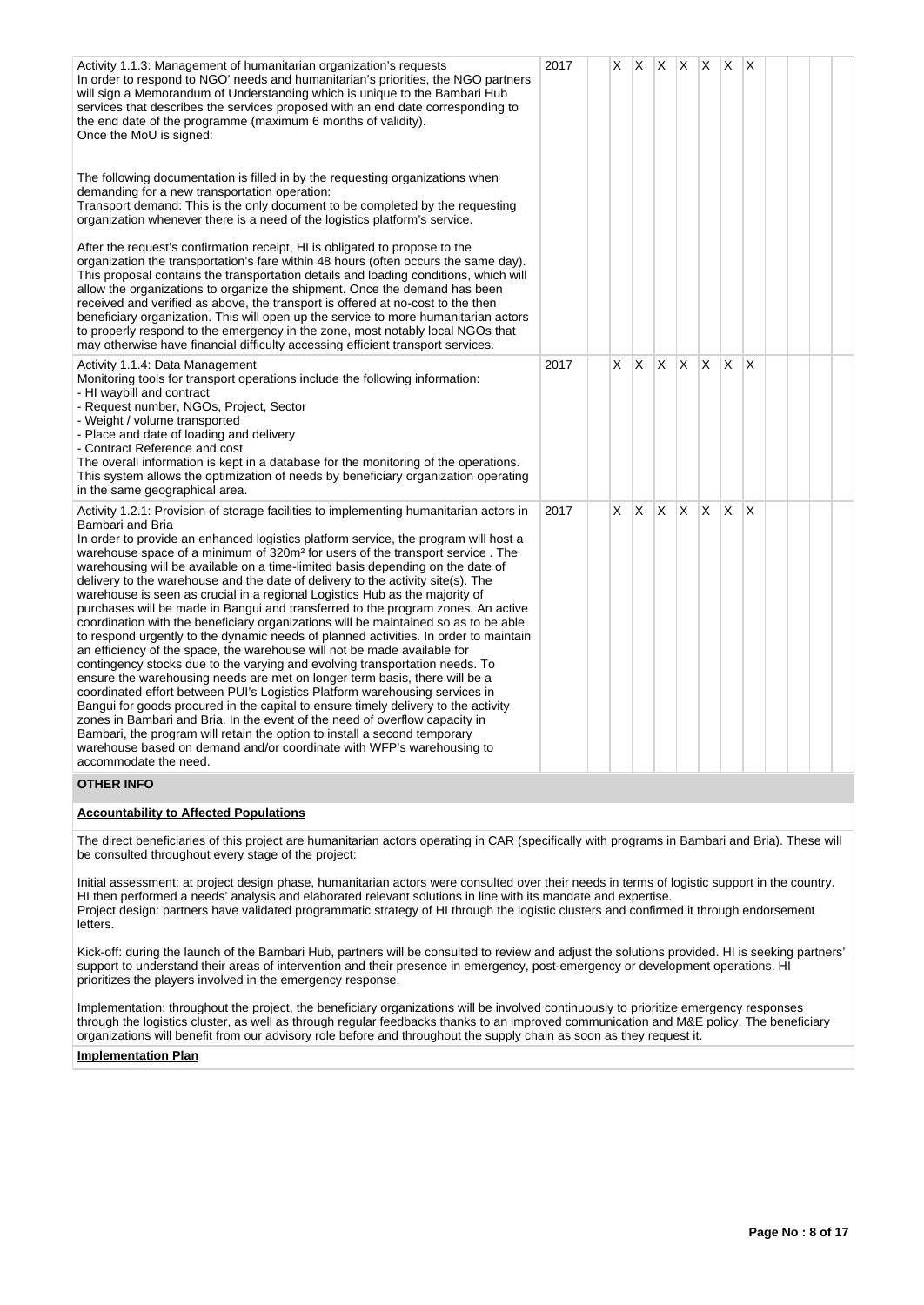| | | | | | | | | | | | | | |
|---|---|---|---|---|---|---|---|---|---|---|---|---|---|
| Activity 1.1.3: Management of humanitarian organization's requests<br>In order to respond to NGO' needs and humanitarian's priorities, the NGO partners will sign a Memorandum of Understanding which is unique to the Bambari Hub services that describes the services proposed with an end date corresponding to the end date of the programme (maximum 6 months of validity).<br>Once the MoU is signed:<br><br>The following documentation is filled in by the requesting organizations when demanding for a new transportation operation:<br>Transport demand: This is the only document to be completed by the requesting organization whenever there is a need of the logistics platform's service.<br><br>After the request's confirmation receipt, HI is obligated to propose to the organization the transportation's fare within 48 hours (often occurs the same day). This proposal contains the transportation details and loading conditions, which will allow the organizations to organize the shipment. Once the demand has been received and verified as above, the transport is offered at no-cost to the then beneficiary organization. This will open up the service to more humanitarian actors to properly respond to the emergency in the zone, most notably local NGOs that may otherwise have financial difficulty accessing efficient transport services. | 2017 | | X | X | X | X | X | X | X | | | | |
| Activity 1.1.4: Data Management<br>Monitoring tools for transport operations include the following information:<br>- HI waybill and contract<br>- Request number, NGOs, Project, Sector<br>- Weight / volume transported<br>- Place and date of loading and delivery<br>- Contract Reference and cost<br>The overall information is kept in a database for the monitoring of the operations. This system allows the optimization of needs by beneficiary organization operating in the same geographical area. | 2017 | | X | X | X | X | X | X | X | | | | |
| Activity 1.2.1: Provision of storage facilities to implementing humanitarian actors in Bambari and Bria<br>In order to provide an enhanced logistics platform service, the program will host a warehouse space of a minimum of 320m² for users of the transport service . The warehousing will be available on a time-limited basis depending on the date of delivery to the warehouse and the date of delivery to the activity site(s). The warehouse is seen as crucial in a regional Logistics Hub as the majority of purchases will be made in Bangui and transferred to the program zones. An active coordination with the beneficiary organizations will be maintained so as to be able to respond urgently to the dynamic needs of planned activities. In order to maintain an efficiency of the space, the warehouse will not be made available for contingency stocks due to the varying and evolving transportation needs. To ensure the warehousing needs are met on longer term basis, there will be a coordinated effort between PUI's Logistics Platform warehousing services in Bangui for goods procured in the capital to ensure timely delivery to the activity zones in Bambari and Bria. In the event of the need of overflow capacity in Bambari, the program will retain the option to install a second temporary warehouse based on demand and/or coordinate with WFP's warehousing to accommodate the need. | 2017 | | X | X | X | X | X | X | X | | | | |

**OTHER INFO**

**Accountability to Affected Populations**

The direct beneficiaries of this project are humanitarian actors operating in CAR (specifically with programs in Bambari and Bria). These will be consulted throughout every stage of the project:

Initial assessment: at project design phase, humanitarian actors were consulted over their needs in terms of logistic support in the country. HI then performed a needs' analysis and elaborated relevant solutions in line with its mandate and expertise.
Project design: partners have validated programmatic strategy of HI through the logistic clusters and confirmed it through endorsement letters.

Kick-off: during the launch of the Bambari Hub, partners will be consulted to review and adjust the solutions provided. HI is seeking partners' support to understand their areas of intervention and their presence in emergency, post-emergency or development operations. HI prioritizes the players involved in the emergency response.

Implementation: throughout the project, the beneficiary organizations will be involved continuously to prioritize emergency responses through the logistics cluster, as well as through regular feedbacks thanks to an improved communication and M&E policy. The beneficiary organizations will benefit from our advisory role before and throughout the supply chain as soon as they request it.

**Implementation Plan**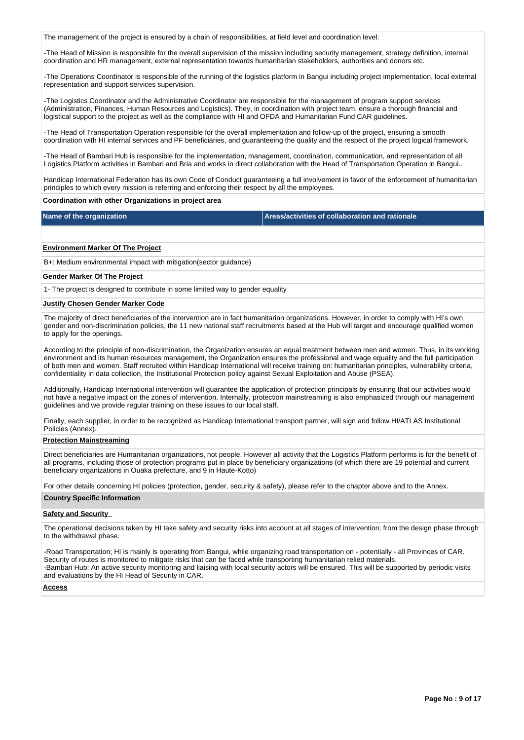The management of the project is ensured by a chain of responsibilities, at field level and coordination level:

-The Head of Mission is responsible for the overall supervision of the mission including security management, strategy definition, internal coordination and HR management, external representation towards humanitarian stakeholders, authorities and donors etc.

-The Operations Coordinator is responsible of the running of the logistics platform in Bangui including project implementation, local external representation and support services supervision.

-The Logistics Coordinator and the Administrative Coordinator are responsible for the management of program support services (Administration, Finances, Human Resources and Logistics). They, in coordination with project team, ensure a thorough financial and logistical support to the project as well as the compliance with HI and OFDA and Humanitarian Fund CAR guidelines.

-The Head of Transportation Operation responsible for the overall implementation and follow-up of the project, ensuring a smooth coordination with HI internal services and PF beneficiaries, and guaranteeing the quality and the respect of the project logical framework.

-The Head of Bambari Hub is responsible for the implementation, management, coordination, communication, and representation of all Logistics Platform activities in Bambari and Bria and works in direct collaboration with the Head of Transportation Operation in Bangui..

Handicap International Federation has its own Code of Conduct guaranteeing a full involvement in favor of the enforcement of humanitarian principles to which every mission is referring and enforcing their respect by all the employees.

**Coordination with other Organizations in project area**

| Name of the organization | Areas/activities of collaboration and rationale |
| --- | --- |
| | |

**Environment Marker Of The Project**

B+: Medium environmental impact with mitigation(sector guidance)

**Gender Marker Of The Project**

1- The project is designed to contribute in some limited way to gender equality

**Justify Chosen Gender Marker Code**

The majority of direct beneficiaries of the intervention are in fact humanitarian organizations. However, in order to comply with HI's own gender and non-discrimination policies, the 11 new national staff recruitments based at the Hub will target and encourage qualified women to apply for the openings.

According to the principle of non-discrimination, the Organization ensures an equal treatment between men and women. Thus, in its working environment and its human resources management, the Organization ensures the professional and wage equality and the full participation of both men and women. Staff recruited within Handicap International will receive training on: humanitarian principles, vulnerability criteria, confidentiality in data collection, the Institutional Protection policy against Sexual Exploitation and Abuse (PSEA).

Additionally, Handicap International intervention will guarantee the application of protection principals by ensuring that our activities would not have a negative impact on the zones of intervention. Internally, protection mainstreaming is also emphasized through our management guidelines and we provide regular training on these issues to our local staff.

Finally, each supplier, in order to be recognized as Handicap International transport partner, will sign and follow HI/ATLAS Institutional Policies (Annex).

**Protection Mainstreaming**

Direct beneficiaries are Humanitarian organizations, not people. However all activity that the Logistics Platform performs is for the benefit of all programs, including those of protection programs put in place by beneficiary organizations (of which there are 19 potential and current beneficiary organizations in Ouaka prefecture, and 9 in Haute-Kotto)

For other details concerning HI policies (protection, gender, security & safety), please refer to the chapter above and to the Annex.

**Country Specific Information**

**Safety and Security**

The operational decisions taken by HI take safety and security risks into account at all stages of intervention; from the design phase through to the withdrawal phase.

-Road Transportation; HI is mainly is operating from Bangui, while organizing road transportation on - potentially - all Provinces of CAR. Security of routes is monitored to mitigate risks that can be faced while transporting humanitarian relied materials.
-Bambari Hub: An active security monitoring and liaising with local security actors will be ensured. This will be supported by periodic visits and evaluations by the HI Head of Security in CAR.

**Access**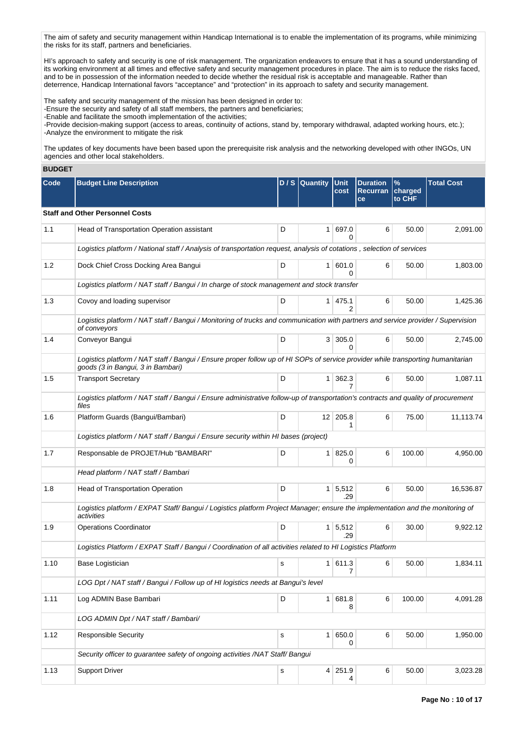The aim of safety and security management within Handicap International is to enable the implementation of its programs, while minimizing the risks for its staff, partners and beneficiaries.

HI's approach to safety and security is one of risk management. The organization endeavors to ensure that it has a sound understanding of its working environment at all times and effective safety and security management procedures in place. The aim is to reduce the risks faced, and to be in possession of the information needed to decide whether the residual risk is acceptable and manageable. Rather than deterrence, Handicap International favors "acceptance" and "protection" in its approach to safety and security management.

The safety and security management of the mission has been designed in order to:
-Ensure the security and safety of all staff members, the partners and beneficiaries;
-Enable and facilitate the smooth implementation of the activities;
-Provide decision-making support (access to areas, continuity of actions, stand by, temporary withdrawal, adapted working hours, etc.);
-Analyze the environment to mitigate the risk

The updates of key documents have been based upon the prerequisite risk analysis and the networking developed with other INGOs, UN agencies and other local stakeholders.

## BUDGET

| Code | Budget Line Description | D / S | Quantity | Unit cost | Duration Recurrance | % charged to CHF | Total Cost |
|---|---|---|---|---|---|---|---|
| | **Staff and Other Personnel Costs** | | | | | | |
| 1.1 | Head of Transportation Operation assistant | D | 1 | 697.00 | 6 | 50.00 | 2,091.00 |
| | *Logistics platform / National staff / Analysis of transportation request, analysis of cotations , selection of services* | | | | | | |
| 1.2 | Dock Chief Cross Docking Area Bangui | D | 1 | 601.00 | 6 | 50.00 | 1,803.00 |
| | *Logistics platform / NAT staff / Bangui / In charge of stock management and stock transfer* | | | | | | |
| 1.3 | Covoy and loading supervisor | D | 1 | 475.12 | 6 | 50.00 | 1,425.36 |
| | *Logistics platform / NAT staff / Bangui / Monitoring of trucks and communication with partners and service provider / Supervision of conveyors* | | | | | | |
| 1.4 | Conveyor Bangui | D | 3 | 305.00 | 6 | 50.00 | 2,745.00 |
| | *Logistics platform / NAT staff / Bangui / Ensure proper follow up of HI SOPs of service provider while transporting humanitarian goods (3 in Bangui, 3 in Bambari)* | | | | | | |
| 1.5 | Transport Secretary | D | 1 | 362.37 | 6 | 50.00 | 1,087.11 |
| | *Logistics platform / NAT staff / Bangui / Ensure administrative follow-up of transportation's contracts and quality of procurement files* | | | | | | |
| 1.6 | Platform Guards (Bangui/Bambari) | D | 12 | 205.81 | 6 | 75.00 | 11,113.74 |
| | *Logistics platform / NAT staff / Bangui / Ensure security within HI bases (project)* | | | | | | |
| 1.7 | Responsable de PROJET/Hub "BAMBARI" | D | 1 | 825.00 | 6 | 100.00 | 4,950.00 |
| | *Head platform / NAT staff / Bambari* | | | | | | |
| 1.8 | Head of Transportation Operation | D | 1 | 5,512.29 | 6 | 50.00 | 16,536.87 |
| | *Logistics platform / EXPAT Staff/ Bangui / Logistics platform Project Manager; ensure the implementation and the monitoring of activities* | | | | | | |
| 1.9 | Operations Coordinator | D | 1 | 5,512.29 | 6 | 30.00 | 9,922.12 |
| | *Logistics Platform / EXPAT Staff / Bangui / Coordination of all activities related to HI Logistics Platform* | | | | | | |
| 1.10 | Base Logistician | S | 1 | 611.37 | 6 | 50.00 | 1,834.11 |
| | *LOG Dpt / NAT staff / Bangui / Follow up of HI logistics needs at Bangui's level* | | | | | | |
| 1.11 | Log ADMIN Base Bambari | D | 1 | 681.88 | 6 | 100.00 | 4,091.28 |
| | *LOG ADMIN Dpt / NAT staff / Bambari/* | | | | | | |
| 1.12 | Responsible Security | S | 1 | 650.00 | 6 | 50.00 | 1,950.00 |
| | *Security officer to guarantee safety of ongoing activities /NAT Staff/ Bangui* | | | | | | |
| 1.13 | Support Driver | S | 4 | 251.94 | 6 | 50.00 | 3,023.28 |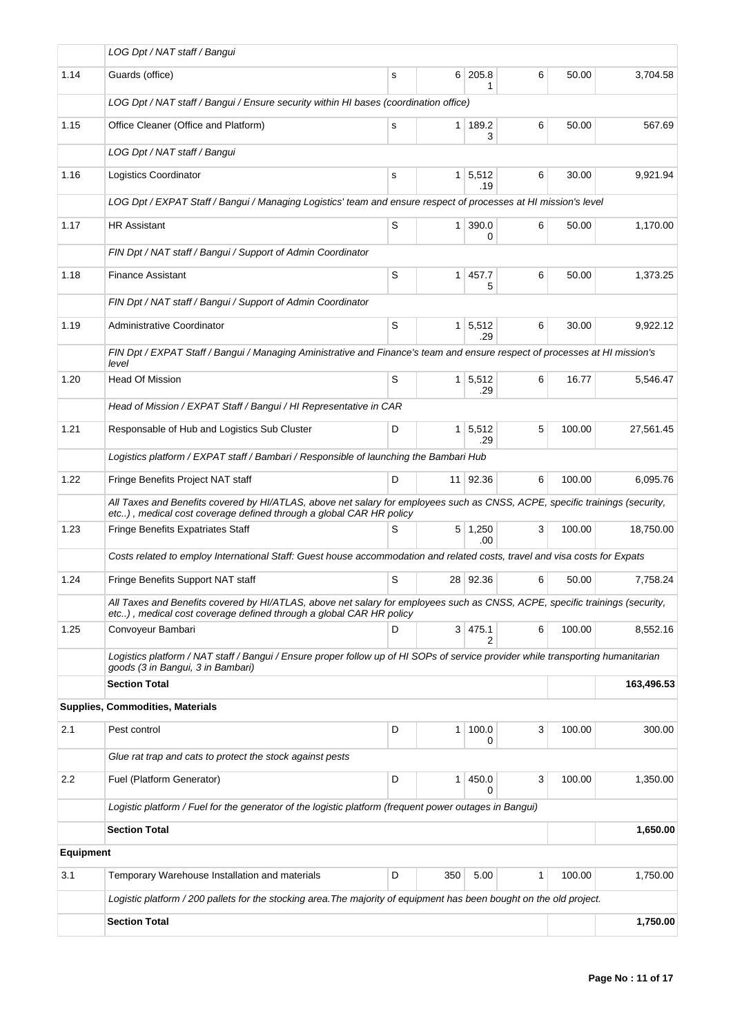| | | | | | | | |
|---|---|---|---|---|---|---|---|
| | *LOG Dpt / NAT staff / Bangui* | | | | | | |
| 1.14 | Guards (office) | s | 6 | 205.81 | 6 | 50.00 | 3,704.58 |
| | *LOG Dpt / NAT staff / Bangui / Ensure security within HI bases (coordination office)* | | | | | | |
| 1.15 | Office Cleaner (Office and Platform) | s | 1 | 189.23 | 6 | 50.00 | 567.69 |
| | *LOG Dpt / NAT staff / Bangui* | | | | | | |
| 1.16 | Logistics Coordinator | s | 1 | 5,512.19 | 6 | 30.00 | 9,921.94 |
| | *LOG Dpt / EXPAT Staff / Bangui / Managing Logistics' team and ensure respect of processes at HI mission's level* | | | | | | |
| 1.17 | HR Assistant | S | 1 | 390.00 | 6 | 50.00 | 1,170.00 |
| | *FIN Dpt / NAT staff / Bangui / Support of Admin Coordinator* | | | | | | |
| 1.18 | Finance Assistant | S | 1 | 457.75 | 6 | 50.00 | 1,373.25 |
| | *FIN Dpt / NAT staff / Bangui / Support of Admin Coordinator* | | | | | | |
| 1.19 | Administrative Coordinator | S | 1 | 5,512.29 | 6 | 30.00 | 9,922.12 |
| | *FIN Dpt / EXPAT Staff / Bangui / Managing Aministrative and Finance's team and ensure respect of processes at HI mission's level* | | | | | | |
| 1.20 | Head Of Mission | S | 1 | 5,512.29 | 6 | 16.77 | 5,546.47 |
| | *Head of Mission / EXPAT Staff / Bangui / HI Representative in CAR* | | | | | | |
| 1.21 | Responsable of Hub and Logistics Sub Cluster | D | 1 | 5,512.29 | 5 | 100.00 | 27,561.45 |
| | *Logistics platform / EXPAT staff / Bambari / Responsible of launching the Bambari Hub* | | | | | | |
| 1.22 | Fringe Benefits Project NAT staff | D | 11 | 92.36 | 6 | 100.00 | 6,095.76 |
| | *All Taxes and Benefits covered by HI/ATLAS, above net salary for employees such as CNSS, ACPE, specific trainings (security, etc..) , medical cost coverage defined through a global CAR HR policy* | | | | | | |
| 1.23 | Fringe Benefits Expatriates Staff | S | 5 | 1,250.00 | 3 | 100.00 | 18,750.00 |
| | *Costs related to employ International Staff: Guest house accommodation and related costs, travel and visa costs for Expats* | | | | | | |
| 1.24 | Fringe Benefits Support NAT staff | S | 28 | 92.36 | 6 | 50.00 | 7,758.24 |
| | *All Taxes and Benefits covered by HI/ATLAS, above net salary for employees such as CNSS, ACPE, specific trainings (security, etc..) , medical cost coverage defined through a global CAR HR policy* | | | | | | |
| 1.25 | Convoyeur Bambari | D | 3 | 475.12 | 6 | 100.00 | 8,552.16 |
| | *Logistics platform / NAT staff / Bangui / Ensure proper follow up of HI SOPs of service provider while transporting humanitarian goods (3 in Bangui, 3 in Bambari)* | | | | | | |
| | **Section Total** | | | | | | **163,496.53** |
| **Supplies, Commodities, Materials** | | | | | | | |
| 2.1 | Pest control | D | 1 | 100.00 | 3 | 100.00 | 300.00 |
| | *Glue rat trap and cats to protect the stock against pests* | | | | | | |
| 2.2 | Fuel (Platform Generator) | D | 1 | 450.00 | 3 | 100.00 | 1,350.00 |
| | *Logistic platform / Fuel for the generator of the logistic platform (frequent power outages in Bangui)* | | | | | | |
| | **Section Total** | | | | | | **1,650.00** |
| **Equipment** | | | | | | | |
| 3.1 | Temporary Warehouse Installation and materials | D | 350 | 5.00 | 1 | 100.00 | 1,750.00 |
| | *Logistic platform / 200 pallets for the stocking area.The majority of equipment has been bought on the old project.* | | | | | | |
| | **Section Total** | | | | | | **1,750.00** |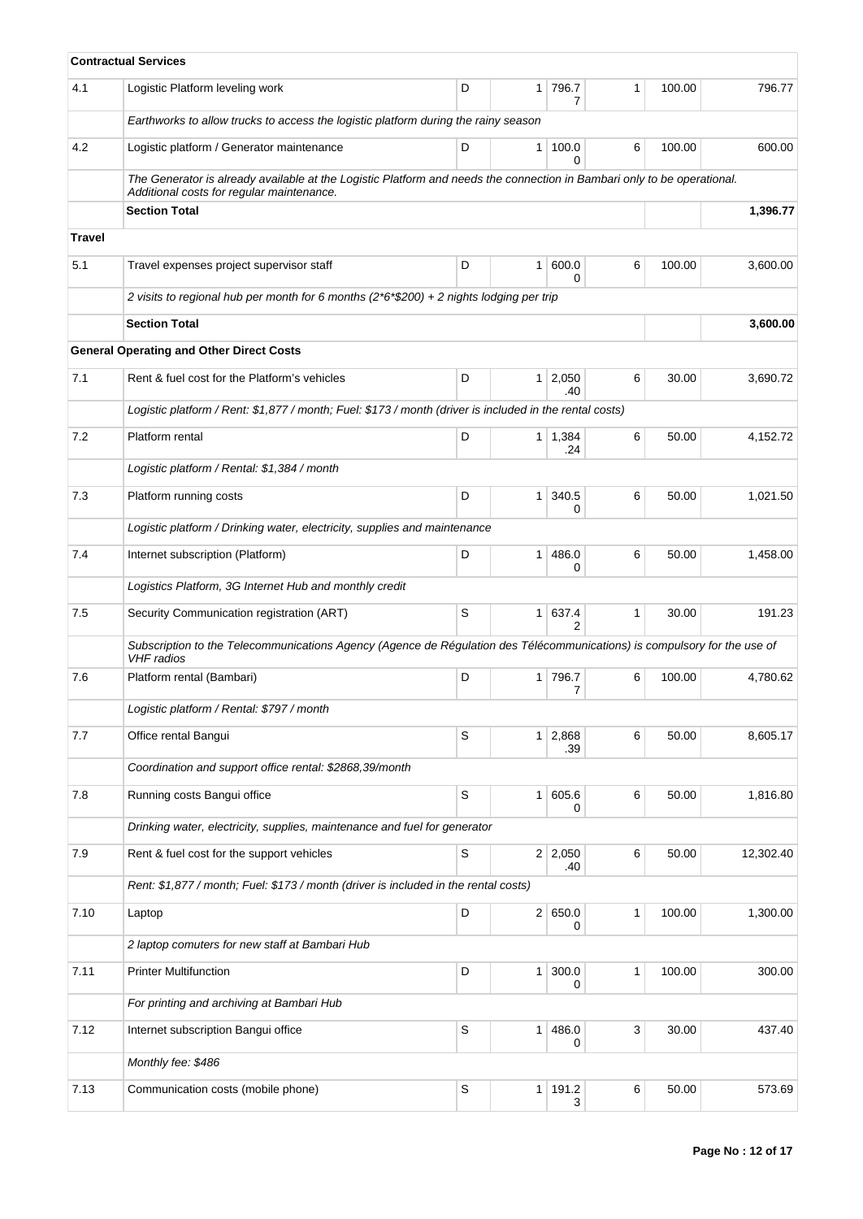| | | | | | | | |
|---|---|---|---|---|---|---|---|
| **Contractual Services** | | | | | | | |
| 4.1 | Logistic Platform leveling work | D | 1 | 796.77 | 1 | 100.00 | 796.77 |
| | *Earthworks to allow trucks to access the logistic platform during the rainy season* | | | | | | |
| 4.2 | Logistic platform / Generator maintenance | D | 1 | 100.00 | 6 | 100.00 | 600.00 |
| | *The Generator is already available at the Logistic Platform and needs the connection in Bambari only to be operational. Additional costs for regular maintenance.* | | | | | | |
| | **Section Total** | | | | | | **1,396.77** |
| **Travel** | | | | | | | |
| 5.1 | Travel expenses project supervisor staff | D | 1 | 600.00 | 6 | 100.00 | 3,600.00 |
| | *2 visits to regional hub per month for 6 months (2*6*$200) + 2 nights lodging per trip* | | | | | | |
| | **Section Total** | | | | | | **3,600.00** |
| **General Operating and Other Direct Costs** | | | | | | | |
| 7.1 | Rent & fuel cost for the Platform's vehicles | D | 1 | 2,050.40 | 6 | 30.00 | 3,690.72 |
| | *Logistic platform / Rent: $1,877 / month; Fuel: $173 / month (driver is included in the rental costs)* | | | | | | |
| 7.2 | Platform rental | D | 1 | 1,384.24 | 6 | 50.00 | 4,152.72 |
| | *Logistic platform / Rental: $1,384 / month* | | | | | | |
| 7.3 | Platform running costs | D | 1 | 340.50 | 6 | 50.00 | 1,021.50 |
| | *Logistic platform / Drinking water, electricity, supplies and maintenance* | | | | | | |
| 7.4 | Internet subscription (Platform) | D | 1 | 486.00 | 6 | 50.00 | 1,458.00 |
| | *Logistics Platform, 3G Internet Hub and monthly credit* | | | | | | |
| 7.5 | Security Communication registration (ART) | S | 1 | 637.42 | 1 | 30.00 | 191.23 |
| | *Subscription to the Telecommunications Agency (Agence de Régulation des Télécommunications) is compulsory for the use of VHF radios* | | | | | | |
| 7.6 | Platform rental (Bambari) | D | 1 | 796.77 | 6 | 100.00 | 4,780.62 |
| | *Logistic platform / Rental: $797 / month* | | | | | | |
| 7.7 | Office rental Bangui | S | 1 | 2,868.39 | 6 | 50.00 | 8,605.17 |
| | *Coordination and support office rental: $2868,39/month* | | | | | | |
| 7.8 | Running costs Bangui office | S | 1 | 605.60 | 6 | 50.00 | 1,816.80 |
| | *Drinking water, electricity, supplies, maintenance and fuel for generator* | | | | | | |
| 7.9 | Rent & fuel cost for the support vehicles | S | 2 | 2,050.40 | 6 | 50.00 | 12,302.40 |
| | *Rent: $1,877 / month; Fuel: $173 / month (driver is included in the rental costs)* | | | | | | |
| 7.10 | Laptop | D | 2 | 650.00 | 1 | 100.00 | 1,300.00 |
| | *2 laptop comuters for new staff at Bambari Hub* | | | | | | |
| 7.11 | Printer Multifunction | D | 1 | 300.00 | 1 | 100.00 | 300.00 |
| | *For printing and archiving at Bambari Hub* | | | | | | |
| 7.12 | Internet subscription Bangui office | S | 1 | 486.00 | 3 | 30.00 | 437.40 |
| | *Monthly fee: $486* | | | | | | |
| 7.13 | Communication costs (mobile phone) | S | 1 | 191.23 | 6 | 50.00 | 573.69 |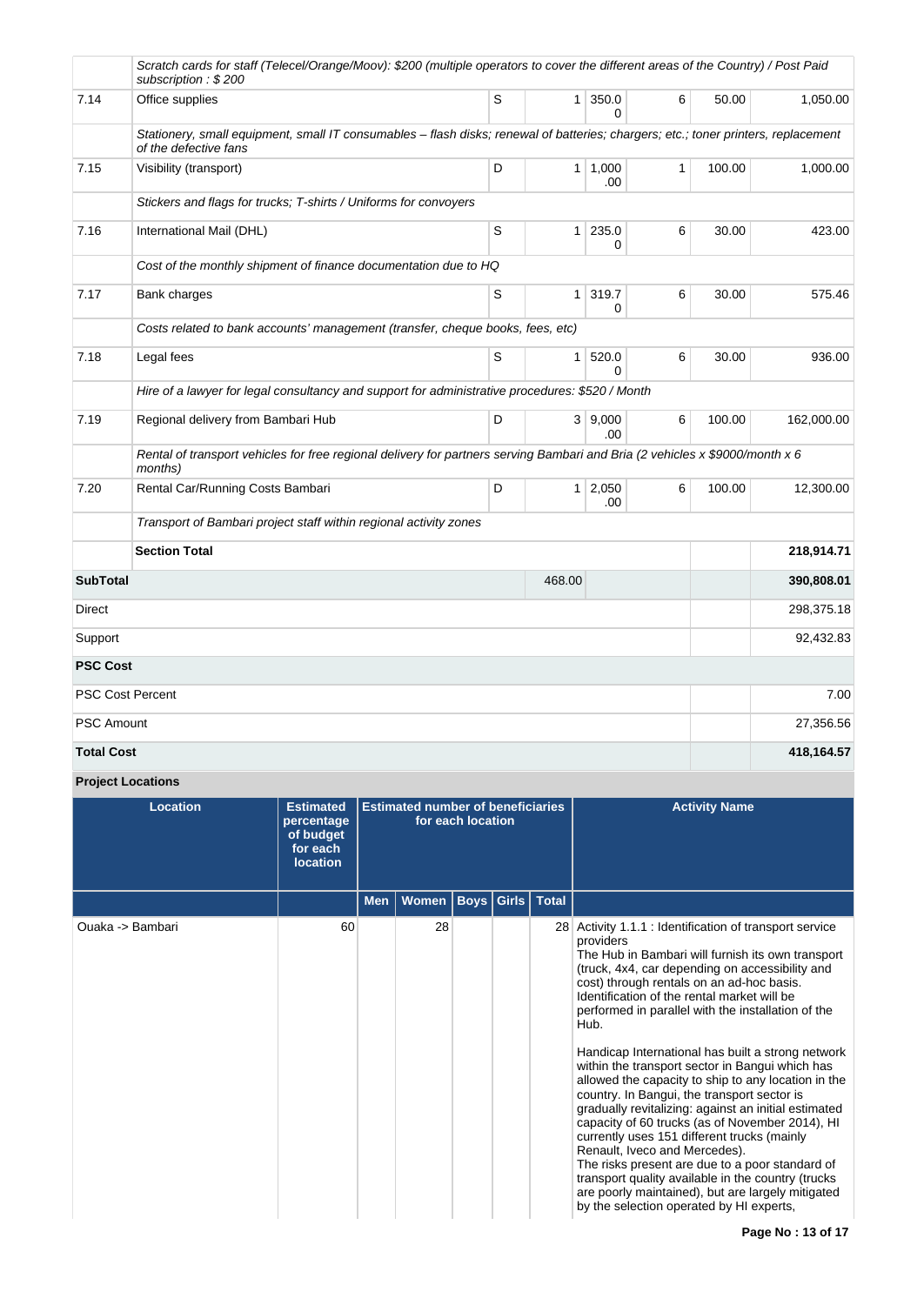| | | | | | | | |
|---|---|---|---|---|---|---|---|
| | *Scratch cards for staff (Telecel/Orange/Moov): $200 (multiple operators to cover the different areas of the Country) / Post Paid subscription : $ 200* | | | | | | |
| 7.14 | Office supplies | S | 1 | 350.00 | 6 | 50.00 | 1,050.00 |
| | *Stationery, small equipment, small IT consumables – flash disks; renewal of batteries; chargers; etc.; toner printers, replacement of the defective fans* | | | | | | |
| 7.15 | Visibility (transport) | D | 1 | 1,000.00 | 1 | 100.00 | 1,000.00 |
| | *Stickers and flags for trucks; T-shirts / Uniforms for convoyers* | | | | | | |
| 7.16 | International Mail (DHL) | S | 1 | 235.00 | 6 | 30.00 | 423.00 |
| | *Cost of the monthly shipment of finance documentation due to HQ* | | | | | | |
| 7.17 | Bank charges | S | 1 | 319.70 | 6 | 30.00 | 575.46 |
| | *Costs related to bank accounts' management (transfer, cheque books, fees, etc)* | | | | | | |
| 7.18 | Legal fees | S | 1 | 520.00 | 6 | 30.00 | 936.00 |
| | *Hire of a lawyer for legal consultancy and support for administrative procedures: $520 / Month* | | | | | | |
| 7.19 | Regional delivery from Bambari Hub | D | 3 | 9,000.00 | 6 | 100.00 | 162,000.00 |
| | *Rental of transport vehicles for free regional delivery for partners serving Bambari and Bria (2 vehicles x $9000/month x 6 months)* | | | | | | |
| 7.20 | Rental Car/Running Costs Bambari | D | 1 | 2,050.00 | 6 | 100.00 | 12,300.00 |
| | *Transport of Bambari project staff within regional activity zones* | | | | | | |
| | **Section Total** | | | | | | **218,914.71** |
| **SubTotal** | | | 468.00 | | | | **390,808.01** |
| Direct | | | | | | | 298,375.18 |
| Support | | | | | | | 92,432.83 |
| **PSC Cost** | | | | | | | |
| PSC Cost Percent | | | | | | | 7.00 |
| PSC Amount | | | | | | | 27,356.56 |
| **Total Cost** | | | | | | | **418,164.57** |

**Project Locations**

| Location | Estimated percentage of budget for each location | Estimated number of beneficiaries for each location | | | | | Activity Name |
|---|---|---|---|---|---|---|---|
| | | Men | Women | Boys | Girls | Total | |
| Ouaka -> Bambari | 60 | | 28 | | | 28 | Activity 1.1.1 : Identification of transport service providers<br>The Hub in Bambari will furnish its own transport (truck, 4x4, car depending on accessibility and cost) through rentals on an ad-hoc basis. Identification of the rental market will be performed in parallel with the installation of the Hub.<br><br>Handicap International has built a strong network within the transport sector in Bangui which has allowed the capacity to ship to any location in the country. In Bangui, the transport sector is gradually revitalizing: against an initial estimated capacity of 60 trucks (as of November 2014), HI currently uses 151 different trucks (mainly Renault, Iveco and Mercedes).<br>The risks present are due to a poor standard of transport quality available in the country (trucks are poorly maintained), but are largely mitigated by the selection operated by HI experts, |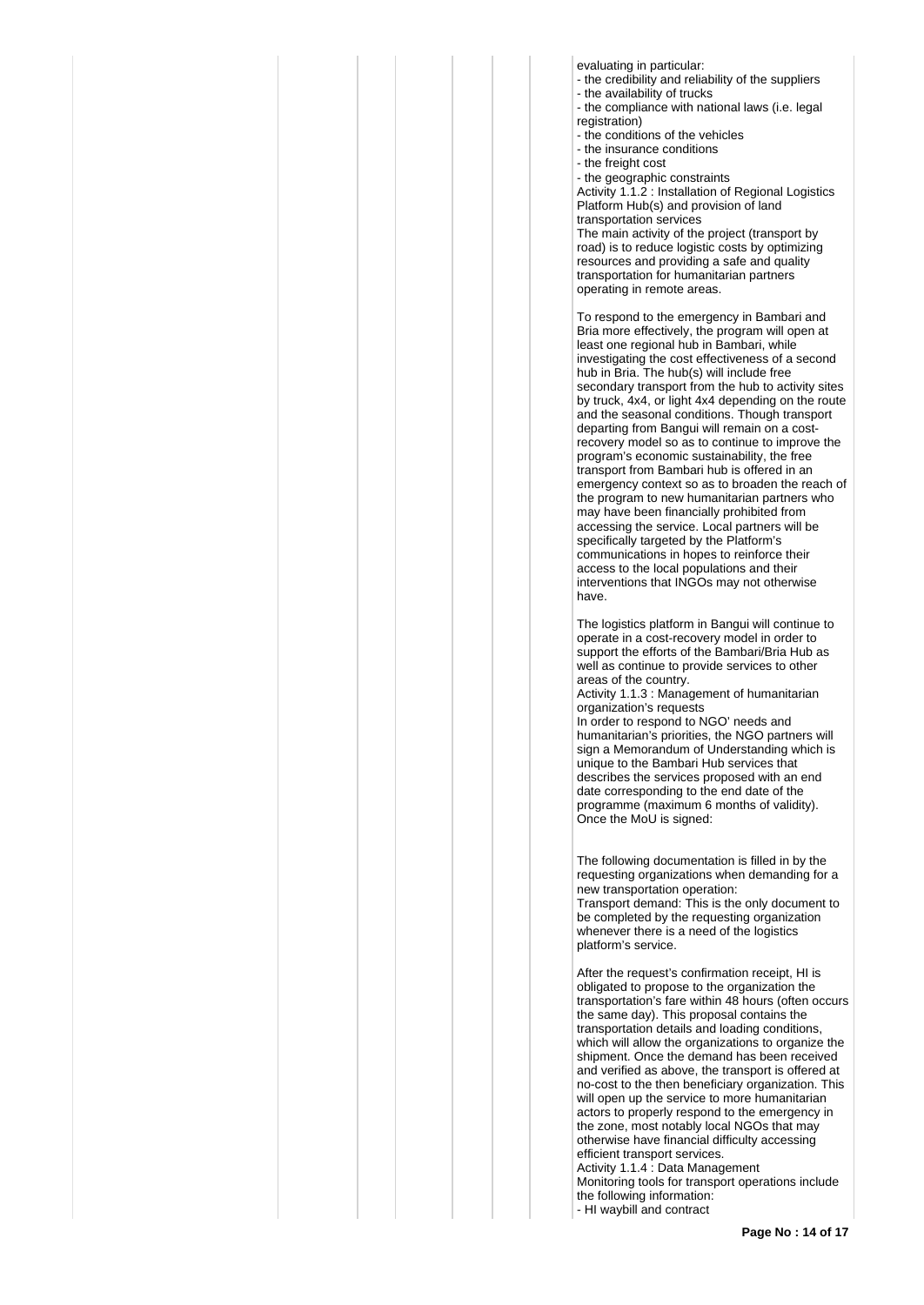evaluating in particular:
- the credibility and reliability of the suppliers
- the availability of trucks
- the compliance with national laws (i.e. legal registration)
- the conditions of the vehicles
- the insurance conditions
- the freight cost
- the geographic constraints

Activity 1.1.2 : Installation of Regional Logistics Platform Hub(s) and provision of land transportation services

The main activity of the project (transport by road) is to reduce logistic costs by optimizing resources and providing a safe and quality transportation for humanitarian partners operating in remote areas.

To respond to the emergency in Bambari and Bria more effectively, the program will open at least one regional hub in Bambari, while investigating the cost effectiveness of a second hub in Bria. The hub(s) will include free secondary transport from the hub to activity sites by truck, 4x4, or light 4x4 depending on the route and the seasonal conditions. Though transport departing from Bangui will remain on a cost-recovery model so as to continue to improve the program's economic sustainability, the free transport from Bambari hub is offered in an emergency context so as to broaden the reach of the program to new humanitarian partners who may have been financially prohibited from accessing the service. Local partners will be specifically targeted by the Platform's communications in hopes to reinforce their access to the local populations and their interventions that INGOs may not otherwise have.

The logistics platform in Bangui will continue to operate in a cost-recovery model in order to support the efforts of the Bambari/Bria Hub as well as continue to provide services to other areas of the country.

Activity 1.1.3 : Management of humanitarian organization's requests

In order to respond to NGO' needs and humanitarian's priorities, the NGO partners will sign a Memorandum of Understanding which is unique to the Bambari Hub services that describes the services proposed with an end date corresponding to the end date of the programme (maximum 6 months of validity). Once the MoU is signed:

The following documentation is filled in by the requesting organizations when demanding for a new transportation operation:

Transport demand: This is the only document to be completed by the requesting organization whenever there is a need of the logistics platform's service.

After the request's confirmation receipt, HI is obligated to propose to the organization the transportation's fare within 48 hours (often occurs the same day). This proposal contains the transportation details and loading conditions, which will allow the organizations to organize the shipment. Once the demand has been received and verified as above, the transport is offered at no-cost to the then beneficiary organization. This will open up the service to more humanitarian actors to properly respond to the emergency in the zone, most notably local NGOs that may otherwise have financial difficulty accessing efficient transport services.

Activity 1.1.4 : Data Management

Monitoring tools for transport operations include the following information:
- HI waybill and contract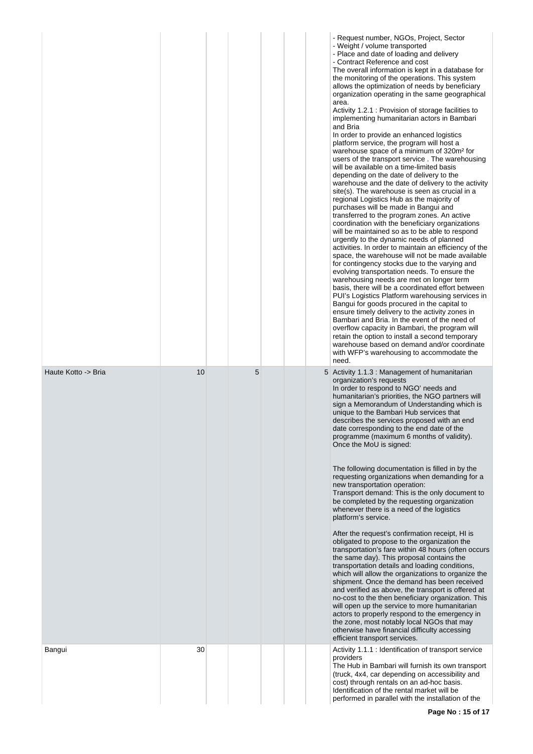| | | | | | | |
|---|---|---|---|---|---|---|
| | | | | | | - Request number, NGOs, Project, Sector<br>- Weight / volume transported<br>- Place and date of loading and delivery<br>- Contract Reference and cost<br>The overall information is kept in a database for the monitoring of the operations. This system allows the optimization of needs by beneficiary organization operating in the same geographical area.<br>Activity 1.2.1 : Provision of storage facilities to implementing humanitarian actors in Bambari and Bria<br>In order to provide an enhanced logistics platform service, the program will host a warehouse space of a minimum of 320m² for users of the transport service . The warehousing will be available on a time-limited basis depending on the date of delivery to the warehouse and the date of delivery to the activity site(s). The warehouse is seen as crucial in a regional Logistics Hub as the majority of purchases will be made in Bangui and transferred to the program zones. An active coordination with the beneficiary organizations will be maintained so as to be able to respond urgently to the dynamic needs of planned activities. In order to maintain an efficiency of the space, the warehouse will not be made available for contingency stocks due to the varying and evolving transportation needs. To ensure the warehousing needs are met on longer term basis, there will be a coordinated effort between PUI's Logistics Platform warehousing services in Bangui for goods procured in the capital to ensure timely delivery to the activity zones in Bambari and Bria. In the event of the need of overflow capacity in Bambari, the program will retain the option to install a second temporary warehouse based on demand and/or coordinate with WFP's warehousing to accommodate the need. |
| Haute Kotto -> Bria | 10 | 5 | | | 5 | Activity 1.1.3 : Management of humanitarian organization's requests<br>In order to respond to NGO' needs and humanitarian's priorities, the NGO partners will sign a Memorandum of Understanding which is unique to the Bambari Hub services that describes the services proposed with an end date corresponding to the end date of the programme (maximum 6 months of validity). Once the MoU is signed:<br><br>The following documentation is filled in by the requesting organizations when demanding for a new transportation operation:<br>Transport demand: This is the only document to be completed by the requesting organization whenever there is a need of the logistics platform's service.<br><br>After the request's confirmation receipt, HI is obligated to propose to the organization the transportation's fare within 48 hours (often occurs the same day). This proposal contains the transportation details and loading conditions, which will allow the organizations to organize the shipment. Once the demand has been received and verified as above, the transport is offered at no-cost to the then beneficiary organization. This will open up the service to more humanitarian actors to properly respond to the emergency in the zone, most notably local NGOs that may otherwise have financial difficulty accessing efficient transport services. |
| Bangui | 30 | | | | | Activity 1.1.1 : Identification of transport service providers<br>The Hub in Bambari will furnish its own transport (truck, 4x4, car depending on accessibility and cost) through rentals on an ad-hoc basis. Identification of the rental market will be performed in parallel with the installation of the |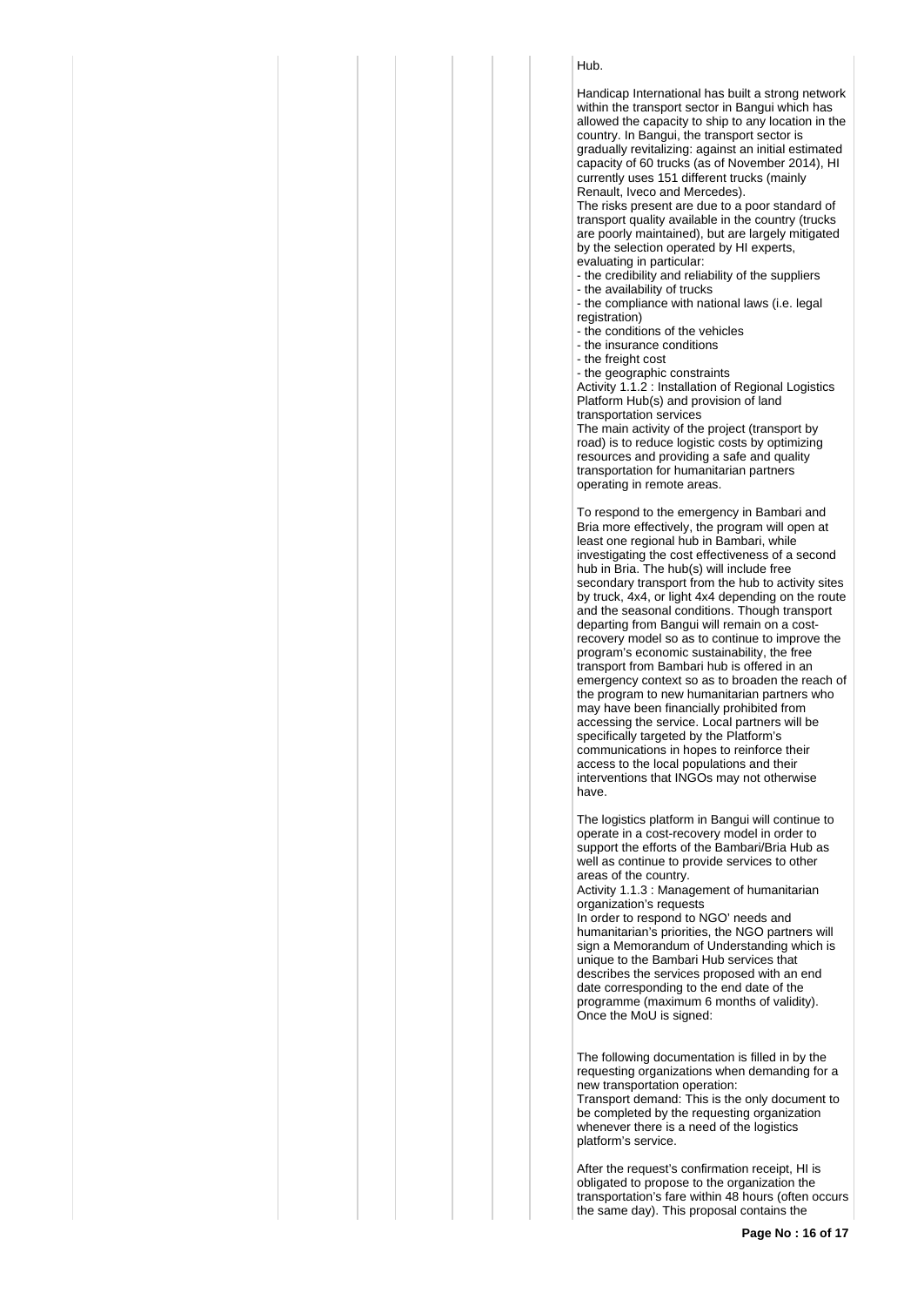Hub.

Handicap International has built a strong network within the transport sector in Bangui which has allowed the capacity to ship to any location in the country. In Bangui, the transport sector is gradually revitalizing: against an initial estimated capacity of 60 trucks (as of November 2014), HI currently uses 151 different trucks (mainly Renault, Iveco and Mercedes).
The risks present are due to a poor standard of transport quality available in the country (trucks are poorly maintained), but are largely mitigated by the selection operated by HI experts, evaluating in particular:
- the credibility and reliability of the suppliers
- the availability of trucks
- the compliance with national laws (i.e. legal registration)
- the conditions of the vehicles
- the insurance conditions
- the freight cost
- the geographic constraints

Activity 1.1.2 : Installation of Regional Logistics Platform Hub(s) and provision of land transportation services
The main activity of the project (transport by road) is to reduce logistic costs by optimizing resources and providing a safe and quality transportation for humanitarian partners operating in remote areas.

To respond to the emergency in Bambari and Bria more effectively, the program will open at least one regional hub in Bambari, while investigating the cost effectiveness of a second hub in Bria. The hub(s) will include free secondary transport from the hub to activity sites by truck, 4x4, or light 4x4 depending on the route and the seasonal conditions. Though transport departing from Bangui will remain on a cost-recovery model so as to continue to improve the program's economic sustainability, the free transport from Bambari hub is offered in an emergency context so as to broaden the reach of the program to new humanitarian partners who may have been financially prohibited from accessing the service. Local partners will be specifically targeted by the Platform's communications in hopes to reinforce their access to the local populations and their interventions that INGOs may not otherwise have.

The logistics platform in Bangui will continue to operate in a cost-recovery model in order to support the efforts of the Bambari/Bria Hub as well as continue to provide services to other areas of the country.

Activity 1.1.3 : Management of humanitarian organization's requests
In order to respond to NGO' needs and humanitarian's priorities, the NGO partners will sign a Memorandum of Understanding which is unique to the Bambari Hub services that describes the services proposed with an end date corresponding to the end date of the programme (maximum 6 months of validity). Once the MoU is signed:

The following documentation is filled in by the requesting organizations when demanding for a new transportation operation:
Transport demand: This is the only document to be completed by the requesting organization whenever there is a need of the logistics platform's service.

After the request's confirmation receipt, HI is obligated to propose to the organization the transportation's fare within 48 hours (often occurs the same day). This proposal contains the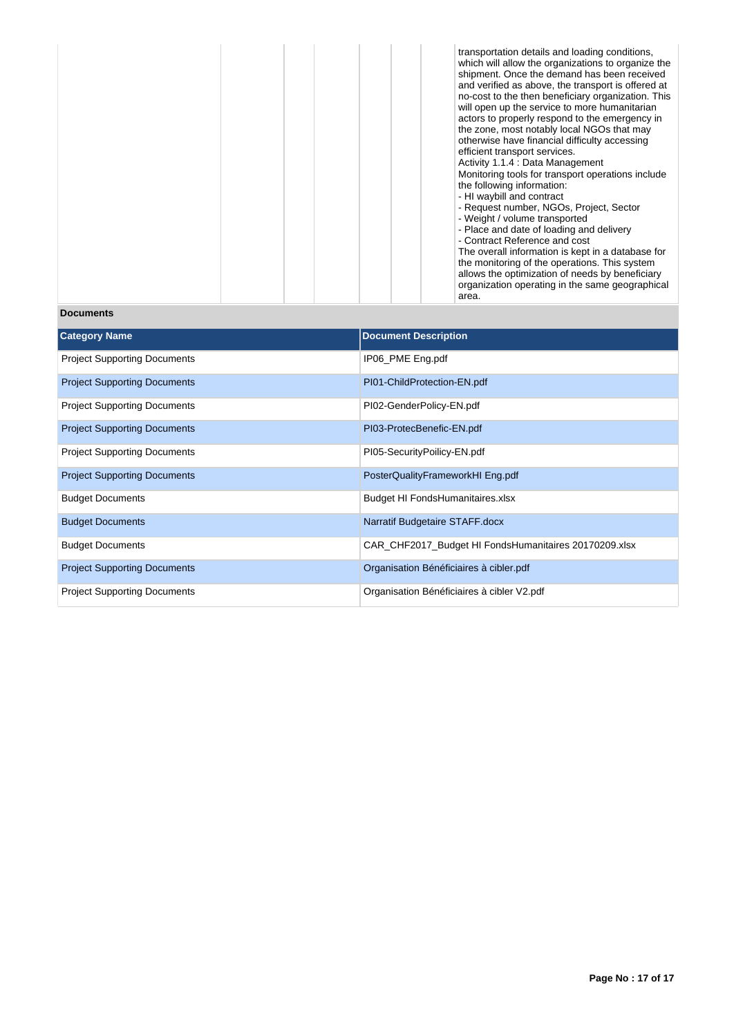| | | | | | | |
|---|---|---|---|---|---|---|
| | | | | | | transportation details and loading conditions, which will allow the organizations to organize the shipment. Once the demand has been received and verified as above, the transport is offered at no-cost to the then beneficiary organization. This will open up the service to more humanitarian actors to properly respond to the emergency in the zone, most notably local NGOs that may otherwise have financial difficulty accessing efficient transport services.<br>Activity 1.1.4 : Data Management<br>Monitoring tools for transport operations include the following information:<br>- HI waybill and contract<br>- Request number, NGOs, Project, Sector<br>- Weight / volume transported<br>- Place and date of loading and delivery<br>- Contract Reference and cost<br>The overall information is kept in a database for the monitoring of the operations. This system allows the optimization of needs by beneficiary organization operating in the same geographical area. |

**Documents**

| Category Name | Document Description |
|---|---|
| Project Supporting Documents | IP06_PME Eng.pdf |
| Project Supporting Documents | PI01-ChildProtection-EN.pdf |
| Project Supporting Documents | PI02-GenderPolicy-EN.pdf |
| Project Supporting Documents | PI03-ProtecBenefic-EN.pdf |
| Project Supporting Documents | PI05-SecurityPoilicy-EN.pdf |
| Project Supporting Documents | PosterQualityFrameworkHI Eng.pdf |
| Budget Documents | Budget HI FondsHumanitaires.xlsx |
| Budget Documents | Narratif Budgetaire STAFF.docx |
| Budget Documents | CAR_CHF2017_Budget HI FondsHumanitaires 20170209.xlsx |
| Project Supporting Documents | Organisation Bénéficiaires à cibler.pdf |
| Project Supporting Documents | Organisation Bénéficiaires à cibler V2.pdf |